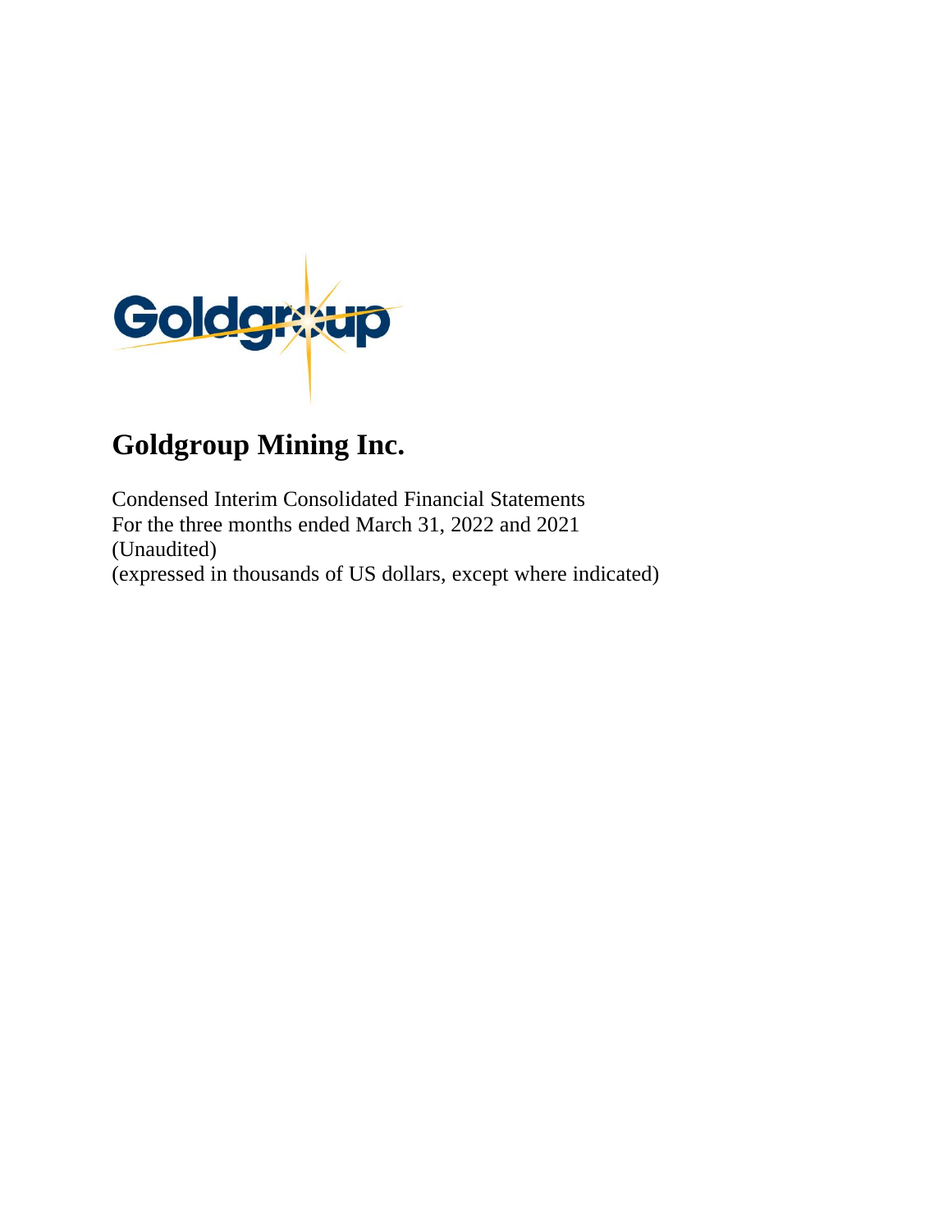# Goldgroup Mining Inc.

Condensed Interim Consolidated Financial Statements
For the three months ended March 31, 2022 and 2021
(Unaudited)
(expressed in thousands of US dollars, except where indicated)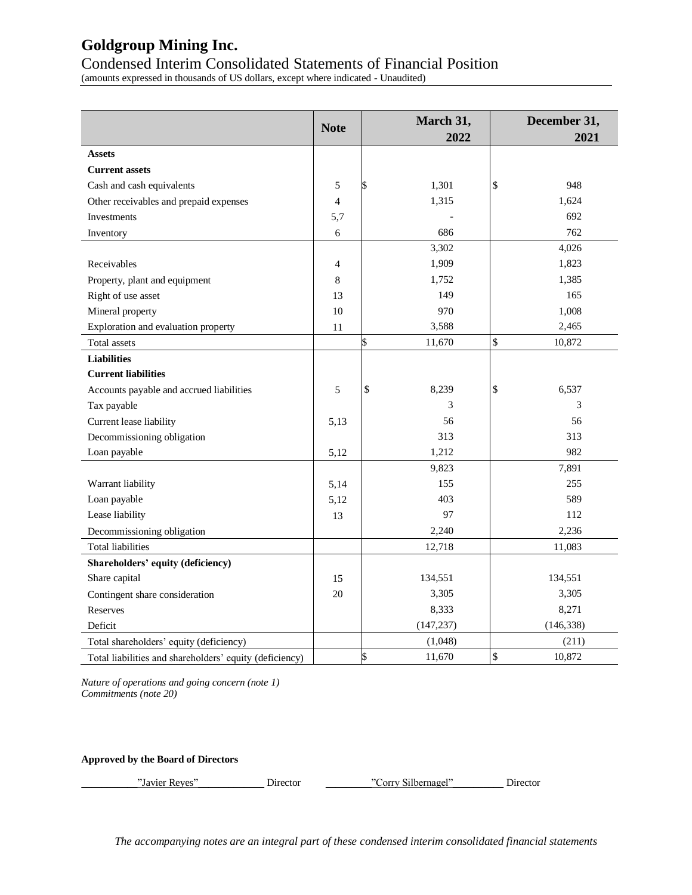# Goldgroup Mining Inc.

## Condensed Interim Consolidated Statements of Financial Position

(amounts expressed in thousands of US dollars, except where indicated - Unaudited)

| | Note | March 31, 2022 | December 31, 2021 |
|---|---|---|---|
| **Assets** | | | |
| **Current assets** | | | |
| Cash and cash equivalents | 5 | $ 1,301 | $ 948 |
| Other receivables and prepaid expenses | 4 | 1,315 | 1,624 |
| Investments | 5,7 | - | 692 |
| Inventory | 6 | 686 | 762 |
| | | 3,302 | 4,026 |
| Receivables | 4 | 1,909 | 1,823 |
| Property, plant and equipment | 8 | 1,752 | 1,385 |
| Right of use asset | 13 | 149 | 165 |
| Mineral property | 10 | 970 | 1,008 |
| Exploration and evaluation property | 11 | 3,588 | 2,465 |
| Total assets | | $ 11,670 | $ 10,872 |
| **Liabilities** | | | |
| **Current liabilities** | | | |
| Accounts payable and accrued liabilities | 5 | $ 8,239 | $ 6,537 |
| Tax payable | | 3 | 3 |
| Current lease liability | 5,13 | 56 | 56 |
| Decommissioning obligation | | 313 | 313 |
| Loan payable | 5,12 | 1,212 | 982 |
| | | 9,823 | 7,891 |
| Warrant liability | 5,14 | 155 | 255 |
| Loan payable | 5,12 | 403 | 589 |
| Lease liability | 13 | 97 | 112 |
| Decommissioning obligation | | 2,240 | 2,236 |
| Total liabilities | | 12,718 | 11,083 |
| **Shareholders' equity (deficiency)** | | | |
| Share capital | 15 | 134,551 | 134,551 |
| Contingent share consideration | 20 | 3,305 | 3,305 |
| Reserves | | 8,333 | 8,271 |
| Deficit | | (147,237) | (146,338) |
| Total shareholders' equity (deficiency) | | (1,048) | (211) |
| Total liabilities and shareholders' equity (deficiency) | | $ 11,670 | $ 10,872 |

*Nature of operations and going concern (note 1)*
*Commitments (note 20)*

**Approved by the Board of Directors**

"Javier Reyes" Director "Corry Silbernagel" Director

*The accompanying notes are an integral part of these condensed interim consolidated financial statements*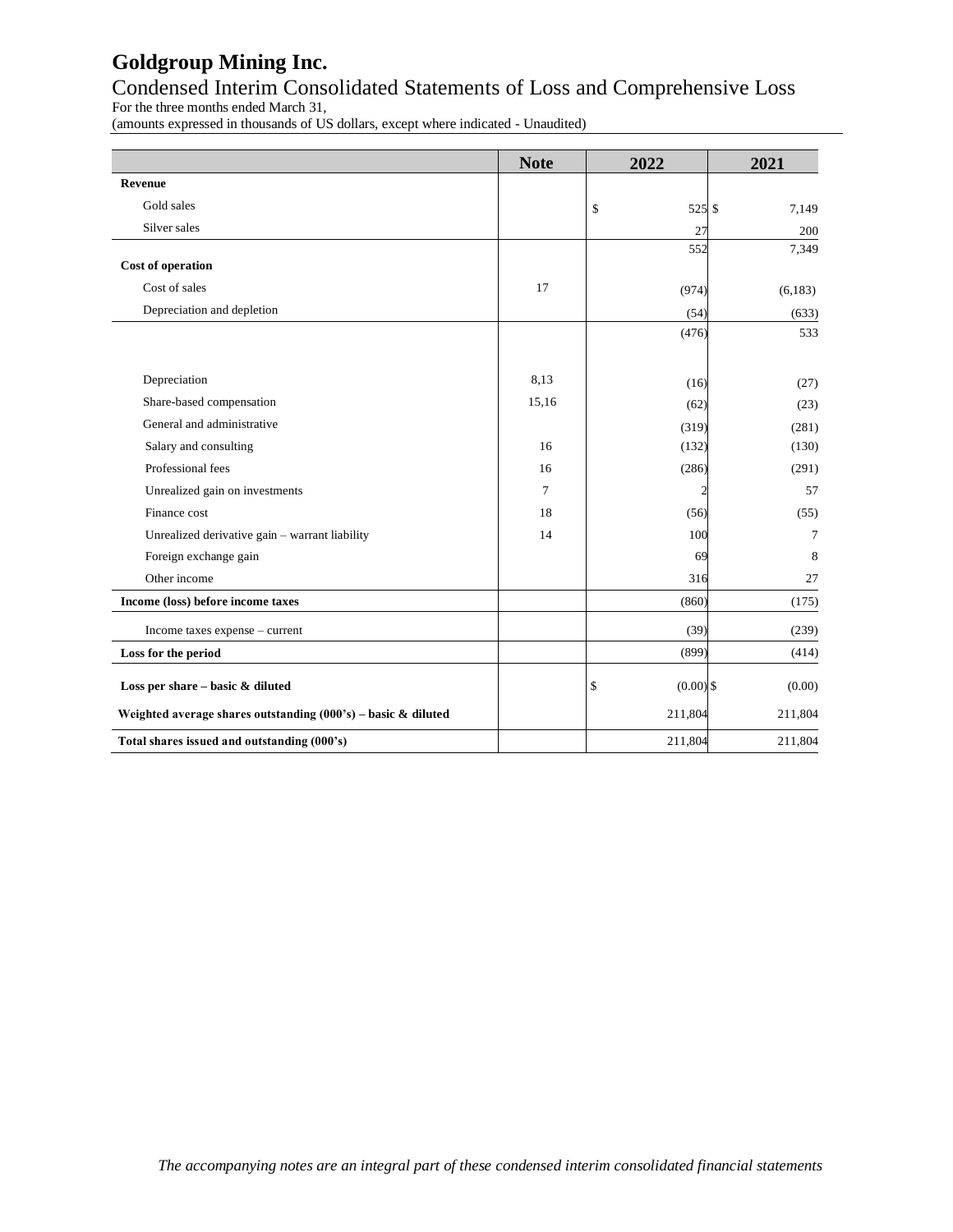# Goldgroup Mining Inc.

## Condensed Interim Consolidated Statements of Loss and Comprehensive Loss

For the three months ended March 31,
(amounts expressed in thousands of US dollars, except where indicated - Unaudited)

| | Note | 2022 | 2021 |
|---|---|---|---|
| **Revenue** | | | |
| Gold sales | | $ 525 | $ 7,149 |
| Silver sales | | 27 | 200 |
| | | 552 | 7,349 |
| **Cost of operation** | | | |
| Cost of sales | 17 | (974) | (6,183) |
| Depreciation and depletion | | (54) | (633) |
| | | (476) | 533 |
| Depreciation | 8,13 | (16) | (27) |
| Share-based compensation | 15,16 | (62) | (23) |
| General and administrative | | (319) | (281) |
| Salary and consulting | 16 | (132) | (130) |
| Professional fees | 16 | (286) | (291) |
| Unrealized gain on investments | 7 | 2 | 57 |
| Finance cost | 18 | (56) | (55) |
| Unrealized derivative gain – warrant liability | 14 | 100 | 7 |
| Foreign exchange gain | | 69 | 8 |
| Other income | | 316 | 27 |
| **Income (loss) before income taxes** | | (860) | (175) |
| Income taxes expense – current | | (39) | (239) |
| **Loss for the period** | | (899) | (414) |
| **Loss per share – basic & diluted** | | $ (0.00) | $ (0.00) |
| **Weighted average shares outstanding (000's) – basic & diluted** | | 211,804 | 211,804 |
| **Total shares issued and outstanding (000's)** | | 211,804 | 211,804 |

*The accompanying notes are an integral part of these condensed interim consolidated financial statements*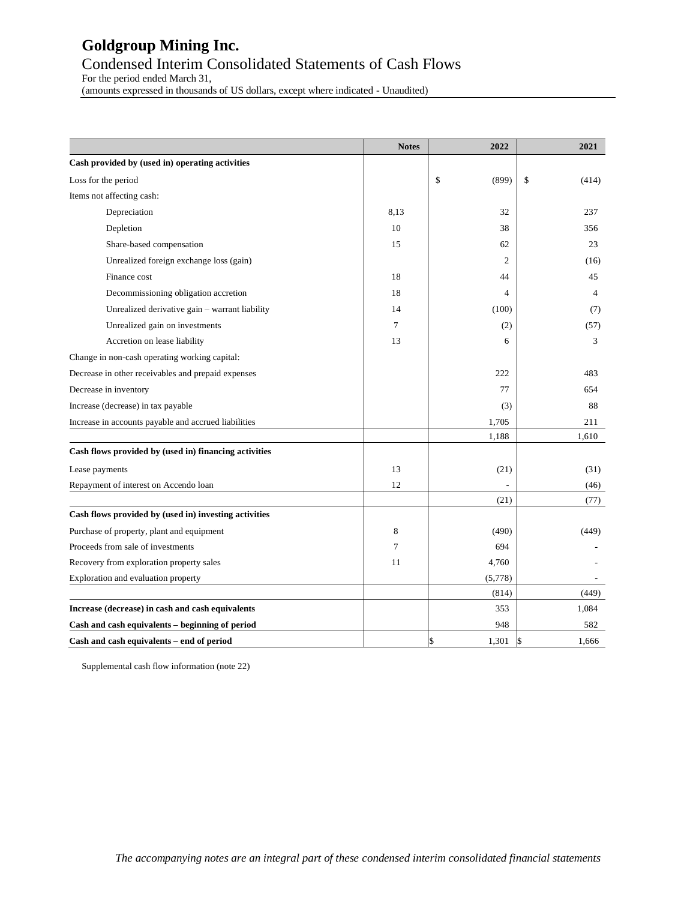# Goldgroup Mining Inc.

## Condensed Interim Consolidated Statements of Cash Flows

For the period ended March 31,
(amounts expressed in thousands of US dollars, except where indicated - Unaudited)

| | Notes | 2022 | 2021 |
|---|---|---|---|
| **Cash provided by (used in) operating activities** | | | |
| Loss for the period | | $ (899) | $ (414) |
| Items not affecting cash: | | | |
| Depreciation | 8,13 | 32 | 237 |
| Depletion | 10 | 38 | 356 |
| Share-based compensation | 15 | 62 | 23 |
| Unrealized foreign exchange loss (gain) | | 2 | (16) |
| Finance cost | 18 | 44 | 45 |
| Decommissioning obligation accretion | 18 | 4 | 4 |
| Unrealized derivative gain – warrant liability | 14 | (100) | (7) |
| Unrealized gain on investments | 7 | (2) | (57) |
| Accretion on lease liability | 13 | 6 | 3 |
| Change in non-cash operating working capital: | | | |
| Decrease in other receivables and prepaid expenses | | 222 | 483 |
| Decrease in inventory | | 77 | 654 |
| Increase (decrease) in tax payable | | (3) | 88 |
| Increase in accounts payable and accrued liabilities | | 1,705 | 211 |
| | | 1,188 | 1,610 |
| **Cash flows provided by (used in) financing activities** | | | |
| Lease payments | 13 | (21) | (31) |
| Repayment of interest on Accendo loan | 12 | - | (46) |
| | | (21) | (77) |
| **Cash flows provided by (used in) investing activities** | | | |
| Purchase of property, plant and equipment | 8 | (490) | (449) |
| Proceeds from sale of investments | 7 | 694 | - |
| Recovery from exploration property sales | 11 | 4,760 | - |
| Exploration and evaluation property | | (5,778) | - |
| | | (814) | (449) |
| **Increase (decrease) in cash and cash equivalents** | | 353 | 1,084 |
| **Cash and cash equivalents – beginning of period** | | 948 | 582 |
| **Cash and cash equivalents – end of period** | | $ 1,301 | $ 1,666 |

Supplemental cash flow information (note 22)

*The accompanying notes are an integral part of these condensed interim consolidated financial statements*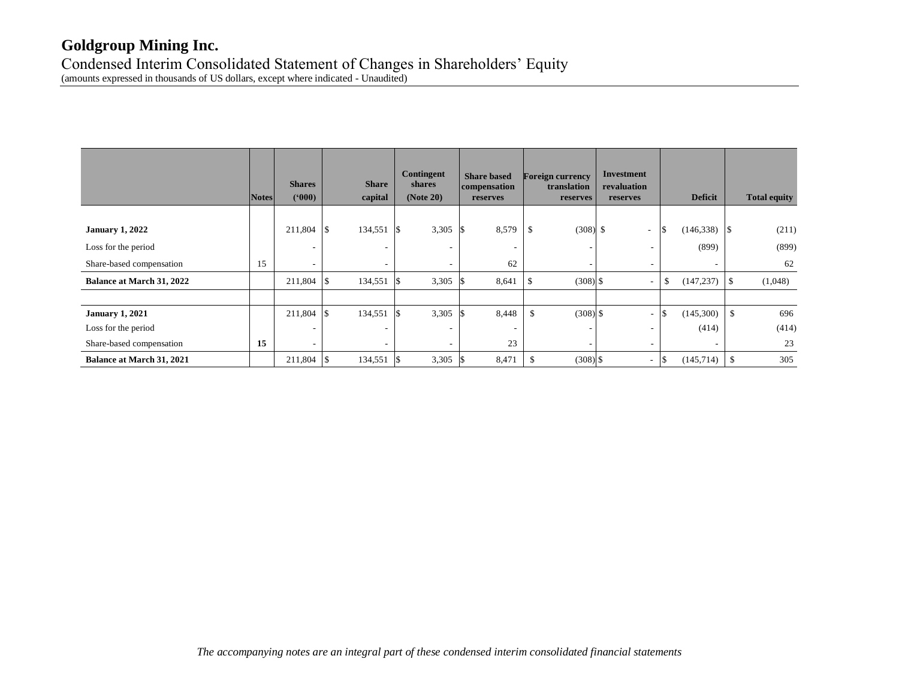# Goldgroup Mining Inc.

Condensed Interim Consolidated Statement of Changes in Shareholders' Equity

(amounts expressed in thousands of US dollars, except where indicated - Unaudited)

| | Notes | Shares ('000) | Share capital | Contingent shares (Note 20) | Share based compensation reserves | Foreign currency translation reserves | Investment revaluation reserves | Deficit | Total equity |
|---|---|---|---|---|---|---|---|---|---|
| **January 1, 2022** | | 211,804 | $ 134,551 | $ 3,305 | $ 8,579 | $ (308) | $ - | $ (146,338) | $ (211) |
| Loss for the period | | - | - | - | - | - | - | (899) | (899) |
| Share-based compensation | 15 | - | - | - | 62 | - | - | - | 62 |
| **Balance at March 31, 2022** | | 211,804 | $ 134,551 | $ 3,305 | $ 8,641 | $ (308) | $ - | $ (147,237) | $ (1,048) |
| | | | | | | | | | |
| **January 1, 2021** | | 211,804 | $ 134,551 | $ 3,305 | $ 8,448 | $ (308) | $ - | $ (145,300) | $ 696 |
| Loss for the period | | - | - | - | - | - | - | (414) | (414) |
| Share-based compensation | **15** | - | - | - | 23 | - | - | - | 23 |
| **Balance at March 31, 2021** | | 211,804 | $ 134,551 | $ 3,305 | $ 8,471 | $ (308) | $ - | $ (145,714) | $ 305 |

*The accompanying notes are an integral part of these condensed interim consolidated financial statements*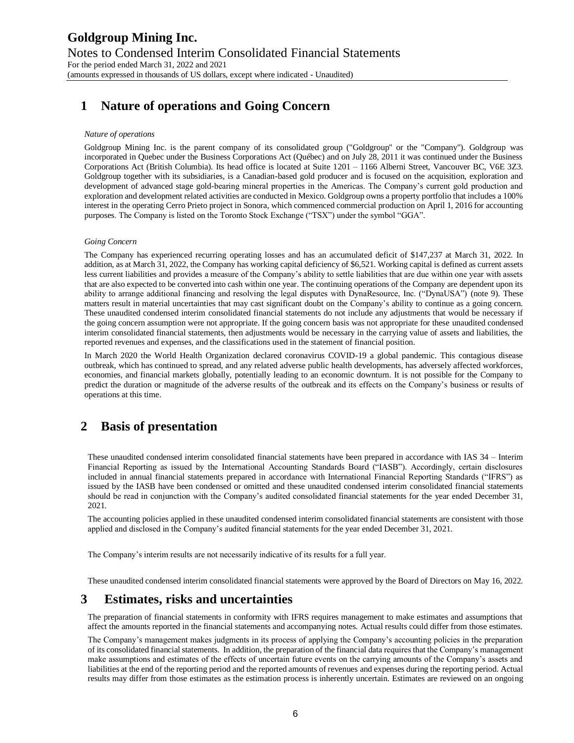## 1 Nature of operations and Going Concern

*Nature of operations*

Goldgroup Mining Inc. is the parent company of its consolidated group ("Goldgroup" or the "Company"). Goldgroup was incorporated in Quebec under the Business Corporations Act (Québec) and on July 28, 2011 it was continued under the Business Corporations Act (British Columbia). Its head office is located at Suite 1201 – 1166 Alberni Street, Vancouver BC, V6E 3Z3. Goldgroup together with its subsidiaries, is a Canadian-based gold producer and is focused on the acquisition, exploration and development of advanced stage gold-bearing mineral properties in the Americas. The Company's current gold production and exploration and development related activities are conducted in Mexico. Goldgroup owns a property portfolio that includes a 100% interest in the operating Cerro Prieto project in Sonora, which commenced commercial production on April 1, 2016 for accounting purposes. The Company is listed on the Toronto Stock Exchange ("TSX") under the symbol "GGA".

*Going Concern*

The Company has experienced recurring operating losses and has an accumulated deficit of $147,237 at March 31, 2022. In addition, as at March 31, 2022, the Company has working capital deficiency of $6,521. Working capital is defined as current assets less current liabilities and provides a measure of the Company's ability to settle liabilities that are due within one year with assets that are also expected to be converted into cash within one year. The continuing operations of the Company are dependent upon its ability to arrange additional financing and resolving the legal disputes with DynaResource, Inc. ("DynaUSA") (note 9). These matters result in material uncertainties that may cast significant doubt on the Company's ability to continue as a going concern. These unaudited condensed interim consolidated financial statements do not include any adjustments that would be necessary if the going concern assumption were not appropriate. If the going concern basis was not appropriate for these unaudited condensed interim consolidated financial statements, then adjustments would be necessary in the carrying value of assets and liabilities, the reported revenues and expenses, and the classifications used in the statement of financial position.

In March 2020 the World Health Organization declared coronavirus COVID-19 a global pandemic. This contagious disease outbreak, which has continued to spread, and any related adverse public health developments, has adversely affected workforces, economies, and financial markets globally, potentially leading to an economic downturn. It is not possible for the Company to predict the duration or magnitude of the adverse results of the outbreak and its effects on the Company's business or results of operations at this time.

## 2 Basis of presentation

These unaudited condensed interim consolidated financial statements have been prepared in accordance with IAS 34 – Interim Financial Reporting as issued by the International Accounting Standards Board ("IASB"). Accordingly, certain disclosures included in annual financial statements prepared in accordance with International Financial Reporting Standards ("IFRS") as issued by the IASB have been condensed or omitted and these unaudited condensed interim consolidated financial statements should be read in conjunction with the Company's audited consolidated financial statements for the year ended December 31, 2021.

The accounting policies applied in these unaudited condensed interim consolidated financial statements are consistent with those applied and disclosed in the Company's audited financial statements for the year ended December 31, 2021.

The Company's interim results are not necessarily indicative of its results for a full year.

These unaudited condensed interim consolidated financial statements were approved by the Board of Directors on May 16, 2022.

## 3 Estimates, risks and uncertainties

The preparation of financial statements in conformity with IFRS requires management to make estimates and assumptions that affect the amounts reported in the financial statements and accompanying notes. Actual results could differ from those estimates.

The Company's management makes judgments in its process of applying the Company's accounting policies in the preparation of its consolidated financial statements. In addition, the preparation of the financial data requires that the Company's management make assumptions and estimates of the effects of uncertain future events on the carrying amounts of the Company's assets and liabilities at the end of the reporting period and the reported amounts of revenues and expenses during the reporting period. Actual results may differ from those estimates as the estimation process is inherently uncertain. Estimates are reviewed on an ongoing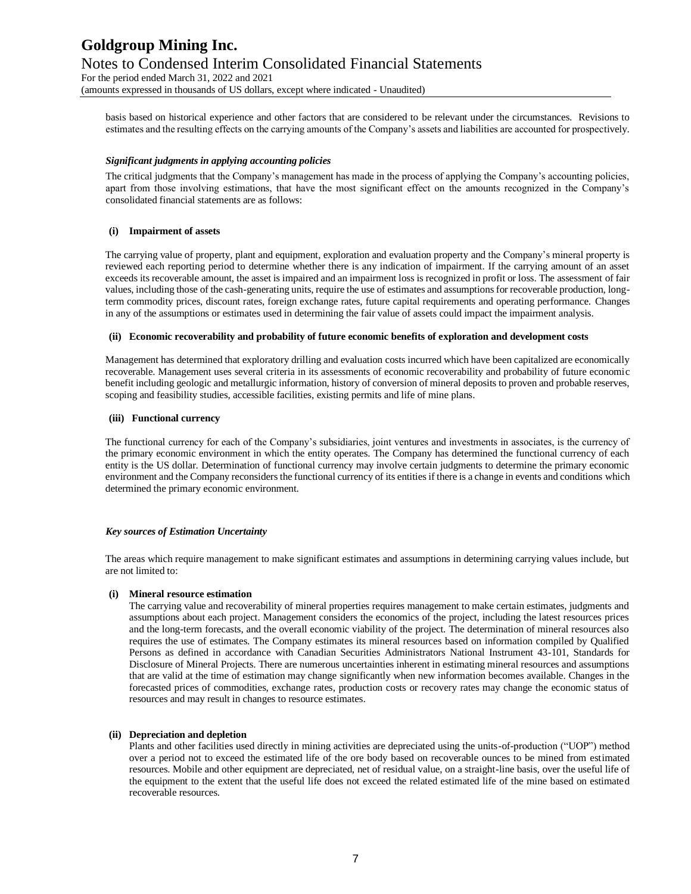basis based on historical experience and other factors that are considered to be relevant under the circumstances. Revisions to estimates and the resulting effects on the carrying amounts of the Company's assets and liabilities are accounted for prospectively.

***Significant judgments in applying accounting policies***

The critical judgments that the Company's management has made in the process of applying the Company's accounting policies, apart from those involving estimations, that have the most significant effect on the amounts recognized in the Company's consolidated financial statements are as follows:

**(i) Impairment of assets**

The carrying value of property, plant and equipment, exploration and evaluation property and the Company's mineral property is reviewed each reporting period to determine whether there is any indication of impairment. If the carrying amount of an asset exceeds its recoverable amount, the asset is impaired and an impairment loss is recognized in profit or loss. The assessment of fair values, including those of the cash-generating units, require the use of estimates and assumptions for recoverable production, long-term commodity prices, discount rates, foreign exchange rates, future capital requirements and operating performance. Changes in any of the assumptions or estimates used in determining the fair value of assets could impact the impairment analysis.

**(ii) Economic recoverability and probability of future economic benefits of exploration and development costs**

Management has determined that exploratory drilling and evaluation costs incurred which have been capitalized are economically recoverable. Management uses several criteria in its assessments of economic recoverability and probability of future economic benefit including geologic and metallurgic information, history of conversion of mineral deposits to proven and probable reserves, scoping and feasibility studies, accessible facilities, existing permits and life of mine plans.

**(iii) Functional currency**

The functional currency for each of the Company's subsidiaries, joint ventures and investments in associates, is the currency of the primary economic environment in which the entity operates. The Company has determined the functional currency of each entity is the US dollar. Determination of functional currency may involve certain judgments to determine the primary economic environment and the Company reconsiders the functional currency of its entities if there is a change in events and conditions which determined the primary economic environment.

***Key sources of Estimation Uncertainty***

The areas which require management to make significant estimates and assumptions in determining carrying values include, but are not limited to:

**(i) Mineral resource estimation**

The carrying value and recoverability of mineral properties requires management to make certain estimates, judgments and assumptions about each project. Management considers the economics of the project, including the latest resources prices and the long-term forecasts, and the overall economic viability of the project. The determination of mineral resources also requires the use of estimates. The Company estimates its mineral resources based on information compiled by Qualified Persons as defined in accordance with Canadian Securities Administrators National Instrument 43-101, Standards for Disclosure of Mineral Projects. There are numerous uncertainties inherent in estimating mineral resources and assumptions that are valid at the time of estimation may change significantly when new information becomes available. Changes in the forecasted prices of commodities, exchange rates, production costs or recovery rates may change the economic status of resources and may result in changes to resource estimates.

**(ii) Depreciation and depletion**

Plants and other facilities used directly in mining activities are depreciated using the units-of-production ("UOP") method over a period not to exceed the estimated life of the ore body based on recoverable ounces to be mined from estimated resources. Mobile and other equipment are depreciated, net of residual value, on a straight-line basis, over the useful life of the equipment to the extent that the useful life does not exceed the related estimated life of the mine based on estimated recoverable resources.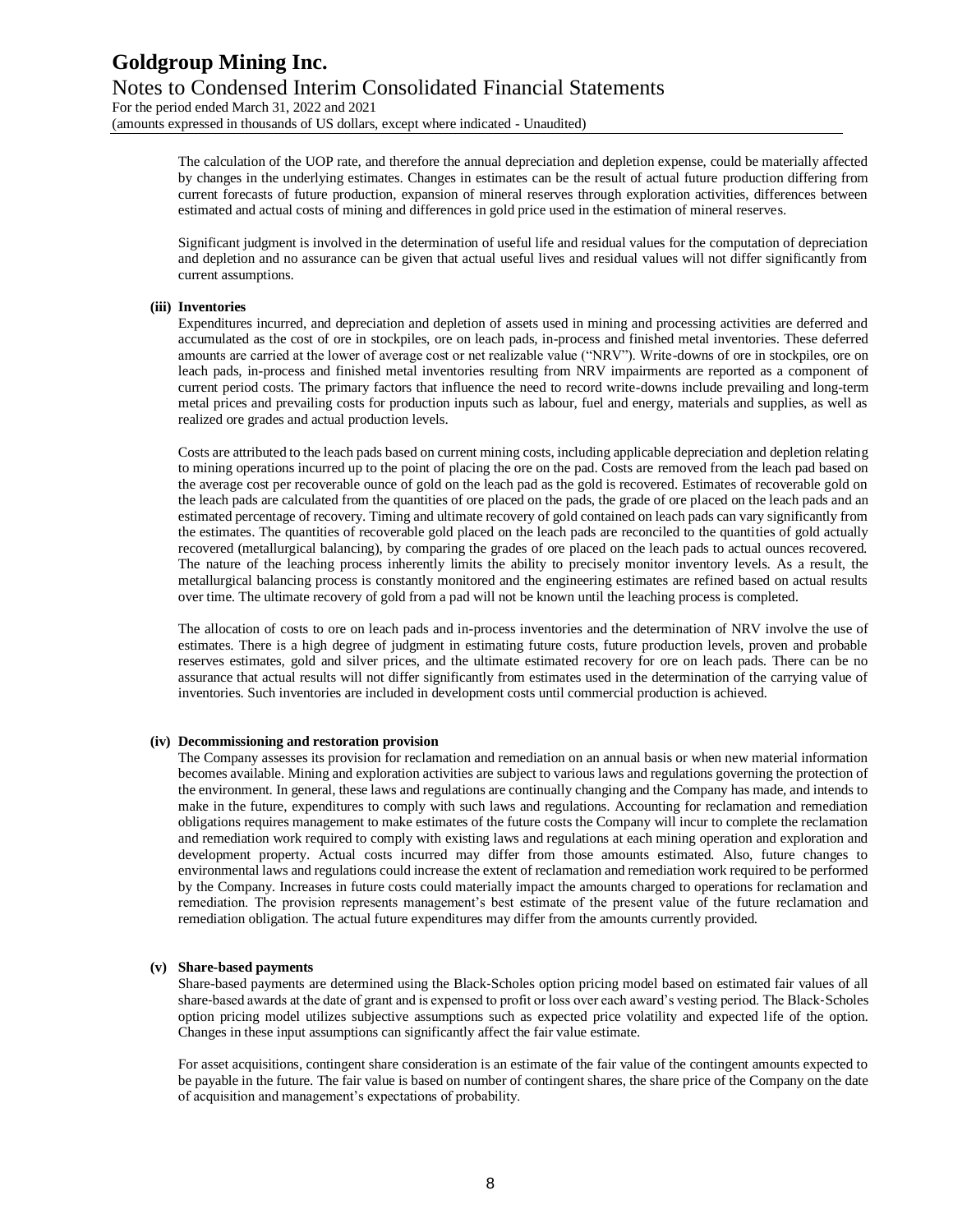The calculation of the UOP rate, and therefore the annual depreciation and depletion expense, could be materially affected by changes in the underlying estimates. Changes in estimates can be the result of actual future production differing from current forecasts of future production, expansion of mineral reserves through exploration activities, differences between estimated and actual costs of mining and differences in gold price used in the estimation of mineral reserves.

Significant judgment is involved in the determination of useful life and residual values for the computation of depreciation and depletion and no assurance can be given that actual useful lives and residual values will not differ significantly from current assumptions.

**(iii) Inventories**

Expenditures incurred, and depreciation and depletion of assets used in mining and processing activities are deferred and accumulated as the cost of ore in stockpiles, ore on leach pads, in-process and finished metal inventories. These deferred amounts are carried at the lower of average cost or net realizable value ("NRV"). Write-downs of ore in stockpiles, ore on leach pads, in-process and finished metal inventories resulting from NRV impairments are reported as a component of current period costs. The primary factors that influence the need to record write-downs include prevailing and long-term metal prices and prevailing costs for production inputs such as labour, fuel and energy, materials and supplies, as well as realized ore grades and actual production levels.

Costs are attributed to the leach pads based on current mining costs, including applicable depreciation and depletion relating to mining operations incurred up to the point of placing the ore on the pad. Costs are removed from the leach pad based on the average cost per recoverable ounce of gold on the leach pad as the gold is recovered. Estimates of recoverable gold on the leach pads are calculated from the quantities of ore placed on the pads, the grade of ore placed on the leach pads and an estimated percentage of recovery. Timing and ultimate recovery of gold contained on leach pads can vary significantly from the estimates. The quantities of recoverable gold placed on the leach pads are reconciled to the quantities of gold actually recovered (metallurgical balancing), by comparing the grades of ore placed on the leach pads to actual ounces recovered. The nature of the leaching process inherently limits the ability to precisely monitor inventory levels. As a result, the metallurgical balancing process is constantly monitored and the engineering estimates are refined based on actual results over time. The ultimate recovery of gold from a pad will not be known until the leaching process is completed.

The allocation of costs to ore on leach pads and in-process inventories and the determination of NRV involve the use of estimates. There is a high degree of judgment in estimating future costs, future production levels, proven and probable reserves estimates, gold and silver prices, and the ultimate estimated recovery for ore on leach pads. There can be no assurance that actual results will not differ significantly from estimates used in the determination of the carrying value of inventories. Such inventories are included in development costs until commercial production is achieved.

**(iv) Decommissioning and restoration provision**

The Company assesses its provision for reclamation and remediation on an annual basis or when new material information becomes available. Mining and exploration activities are subject to various laws and regulations governing the protection of the environment. In general, these laws and regulations are continually changing and the Company has made, and intends to make in the future, expenditures to comply with such laws and regulations. Accounting for reclamation and remediation obligations requires management to make estimates of the future costs the Company will incur to complete the reclamation and remediation work required to comply with existing laws and regulations at each mining operation and exploration and development property. Actual costs incurred may differ from those amounts estimated. Also, future changes to environmental laws and regulations could increase the extent of reclamation and remediation work required to be performed by the Company. Increases in future costs could materially impact the amounts charged to operations for reclamation and remediation. The provision represents management's best estimate of the present value of the future reclamation and remediation obligation. The actual future expenditures may differ from the amounts currently provided.

**(v) Share-based payments**

Share-based payments are determined using the Black-Scholes option pricing model based on estimated fair values of all share-based awards at the date of grant and is expensed to profit or loss over each award's vesting period. The Black-Scholes option pricing model utilizes subjective assumptions such as expected price volatility and expected life of the option. Changes in these input assumptions can significantly affect the fair value estimate.

For asset acquisitions, contingent share consideration is an estimate of the fair value of the contingent amounts expected to be payable in the future. The fair value is based on number of contingent shares, the share price of the Company on the date of acquisition and management's expectations of probability.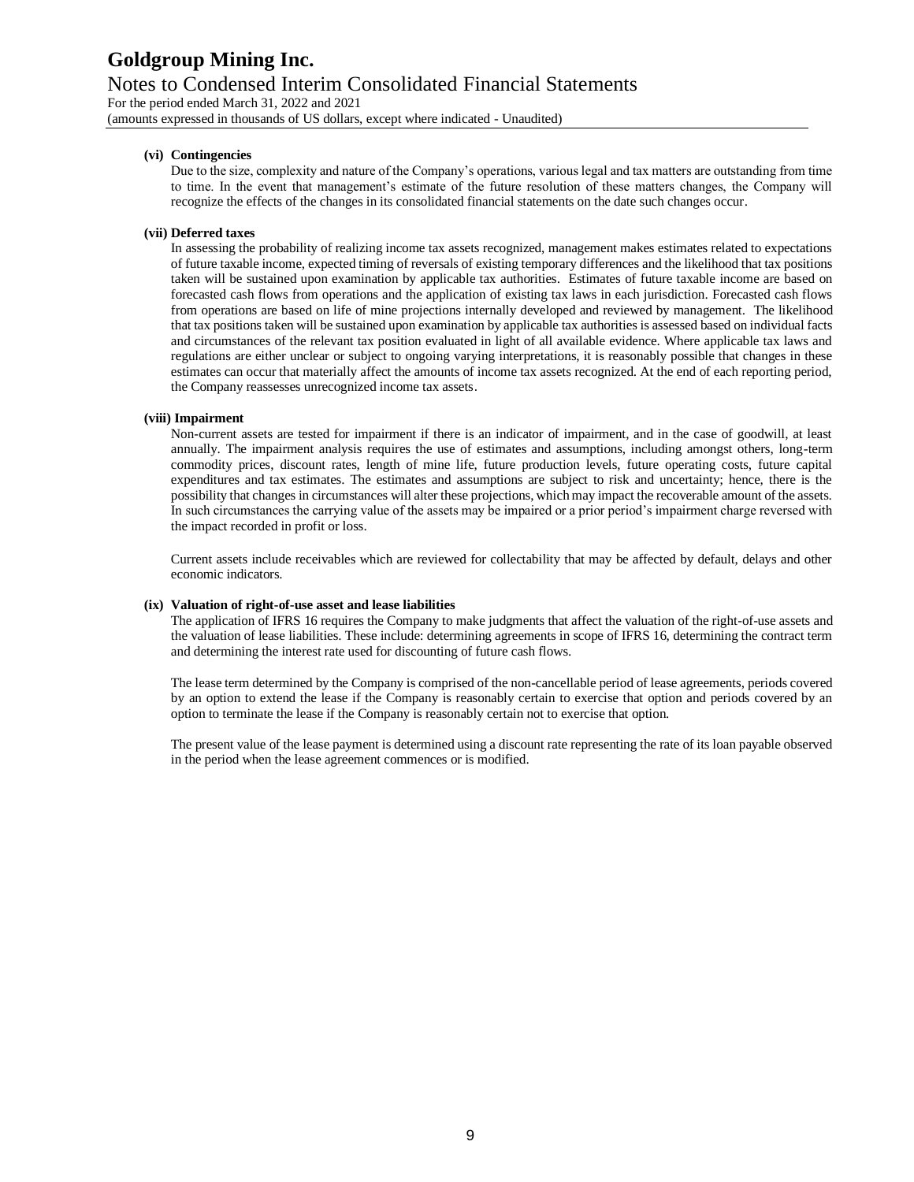**(vi) Contingencies**

Due to the size, complexity and nature of the Company's operations, various legal and tax matters are outstanding from time to time. In the event that management's estimate of the future resolution of these matters changes, the Company will recognize the effects of the changes in its consolidated financial statements on the date such changes occur.

**(vii) Deferred taxes**

In assessing the probability of realizing income tax assets recognized, management makes estimates related to expectations of future taxable income, expected timing of reversals of existing temporary differences and the likelihood that tax positions taken will be sustained upon examination by applicable tax authorities. Estimates of future taxable income are based on forecasted cash flows from operations and the application of existing tax laws in each jurisdiction. Forecasted cash flows from operations are based on life of mine projections internally developed and reviewed by management. The likelihood that tax positions taken will be sustained upon examination by applicable tax authorities is assessed based on individual facts and circumstances of the relevant tax position evaluated in light of all available evidence. Where applicable tax laws and regulations are either unclear or subject to ongoing varying interpretations, it is reasonably possible that changes in these estimates can occur that materially affect the amounts of income tax assets recognized. At the end of each reporting period, the Company reassesses unrecognized income tax assets.

**(viii) Impairment**

Non-current assets are tested for impairment if there is an indicator of impairment, and in the case of goodwill, at least annually. The impairment analysis requires the use of estimates and assumptions, including amongst others, long-term commodity prices, discount rates, length of mine life, future production levels, future operating costs, future capital expenditures and tax estimates. The estimates and assumptions are subject to risk and uncertainty; hence, there is the possibility that changes in circumstances will alter these projections, which may impact the recoverable amount of the assets. In such circumstances the carrying value of the assets may be impaired or a prior period's impairment charge reversed with the impact recorded in profit or loss.

Current assets include receivables which are reviewed for collectability that may be affected by default, delays and other economic indicators.

**(ix) Valuation of right-of-use asset and lease liabilities**

The application of IFRS 16 requires the Company to make judgments that affect the valuation of the right-of-use assets and the valuation of lease liabilities. These include: determining agreements in scope of IFRS 16, determining the contract term and determining the interest rate used for discounting of future cash flows.

The lease term determined by the Company is comprised of the non-cancellable period of lease agreements, periods covered by an option to extend the lease if the Company is reasonably certain to exercise that option and periods covered by an option to terminate the lease if the Company is reasonably certain not to exercise that option.

The present value of the lease payment is determined using a discount rate representing the rate of its loan payable observed in the period when the lease agreement commences or is modified.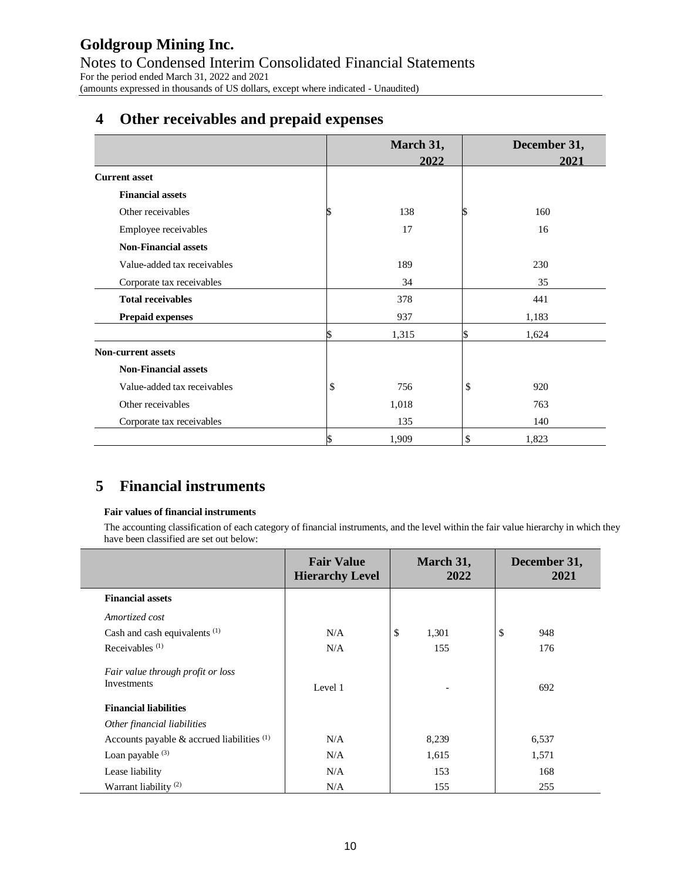## 4 Other receivables and prepaid expenses

| | March 31, 2022 | December 31, 2021 |
|---|---|---|
| **Current asset** | | |
| **Financial assets** | | |
| Other receivables | $ 138 | $ 160 |
| Employee receivables | 17 | 16 |
| **Non-Financial assets** | | |
| Value-added tax receivables | 189 | 230 |
| Corporate tax receivables | 34 | 35 |
| **Total receivables** | 378 | 441 |
| **Prepaid expenses** | 937 | 1,183 |
| | $ 1,315 | $ 1,624 |
| **Non-current assets** | | |
| **Non-Financial assets** | | |
| Value-added tax receivables | $ 756 | $ 920 |
| Other receivables | 1,018 | 763 |
| Corporate tax receivables | 135 | 140 |
| | $ 1,909 | $ 1,823 |

## 5 Financial instruments

**Fair values of financial instruments**

The accounting classification of each category of financial instruments, and the level within the fair value hierarchy in which they have been classified are set out below:

| | Fair Value Hierarchy Level | March 31, 2022 | December 31, 2021 |
|---|---|---|---|
| **Financial assets** | | | |
| *Amortized cost* | | | |
| Cash and cash equivalents (1) | N/A | $ 1,301 | $ 948 |
| Receivables (1) | N/A | 155 | 176 |
| *Fair value through profit or loss* Investments | Level 1 | - | 692 |
| **Financial liabilities** | | | |
| *Other financial liabilities* | | | |
| Accounts payable & accrued liabilities (1) | N/A | 8,239 | 6,537 |
| Loan payable (3) | N/A | 1,615 | 1,571 |
| Lease liability | N/A | 153 | 168 |
| Warrant liability (2) | N/A | 155 | 255 |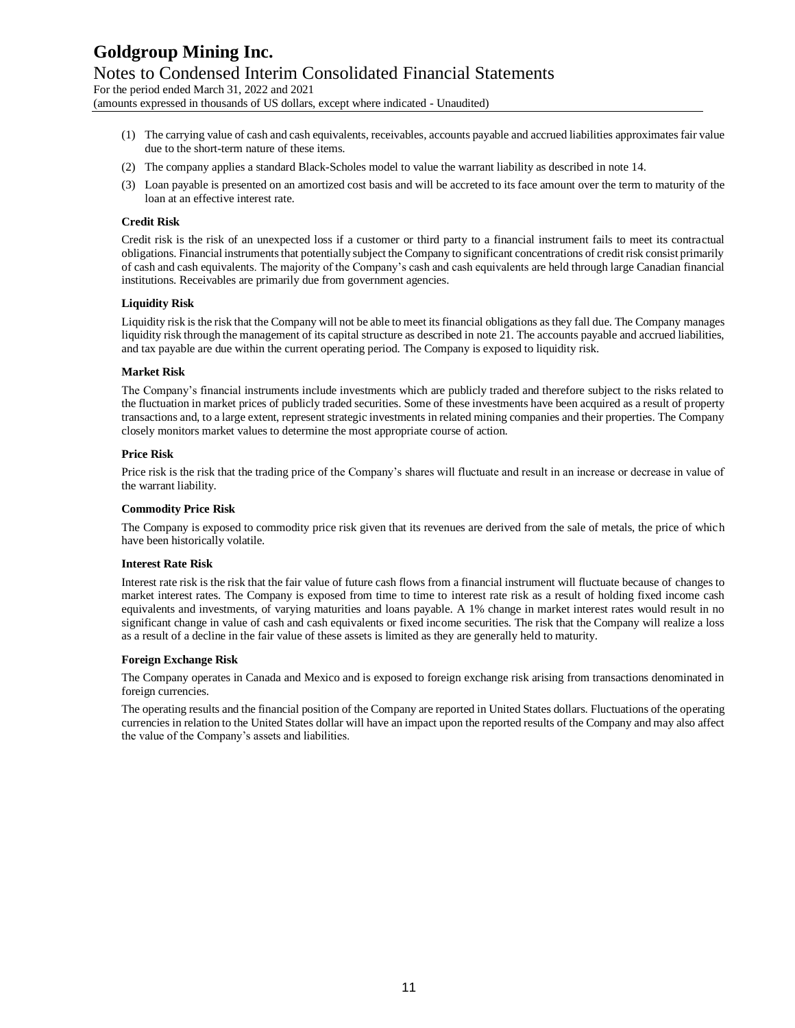(1) The carrying value of cash and cash equivalents, receivables, accounts payable and accrued liabilities approximates fair value due to the short-term nature of these items.

(2) The company applies a standard Black-Scholes model to value the warrant liability as described in note 14.

(3) Loan payable is presented on an amortized cost basis and will be accreted to its face amount over the term to maturity of the loan at an effective interest rate.

**Credit Risk**

Credit risk is the risk of an unexpected loss if a customer or third party to a financial instrument fails to meet its contractual obligations. Financial instruments that potentially subject the Company to significant concentrations of credit risk consist primarily of cash and cash equivalents. The majority of the Company's cash and cash equivalents are held through large Canadian financial institutions. Receivables are primarily due from government agencies.

**Liquidity Risk**

Liquidity risk is the risk that the Company will not be able to meet its financial obligations as they fall due. The Company manages liquidity risk through the management of its capital structure as described in note 21. The accounts payable and accrued liabilities, and tax payable are due within the current operating period. The Company is exposed to liquidity risk.

**Market Risk**

The Company's financial instruments include investments which are publicly traded and therefore subject to the risks related to the fluctuation in market prices of publicly traded securities. Some of these investments have been acquired as a result of property transactions and, to a large extent, represent strategic investments in related mining companies and their properties. The Company closely monitors market values to determine the most appropriate course of action.

**Price Risk**

Price risk is the risk that the trading price of the Company's shares will fluctuate and result in an increase or decrease in value of the warrant liability.

**Commodity Price Risk**

The Company is exposed to commodity price risk given that its revenues are derived from the sale of metals, the price of which have been historically volatile.

**Interest Rate Risk**

Interest rate risk is the risk that the fair value of future cash flows from a financial instrument will fluctuate because of changes to market interest rates. The Company is exposed from time to time to interest rate risk as a result of holding fixed income cash equivalents and investments, of varying maturities and loans payable. A 1% change in market interest rates would result in no significant change in value of cash and cash equivalents or fixed income securities. The risk that the Company will realize a loss as a result of a decline in the fair value of these assets is limited as they are generally held to maturity.

**Foreign Exchange Risk**

The Company operates in Canada and Mexico and is exposed to foreign exchange risk arising from transactions denominated in foreign currencies.

The operating results and the financial position of the Company are reported in United States dollars. Fluctuations of the operating currencies in relation to the United States dollar will have an impact upon the reported results of the Company and may also affect the value of the Company's assets and liabilities.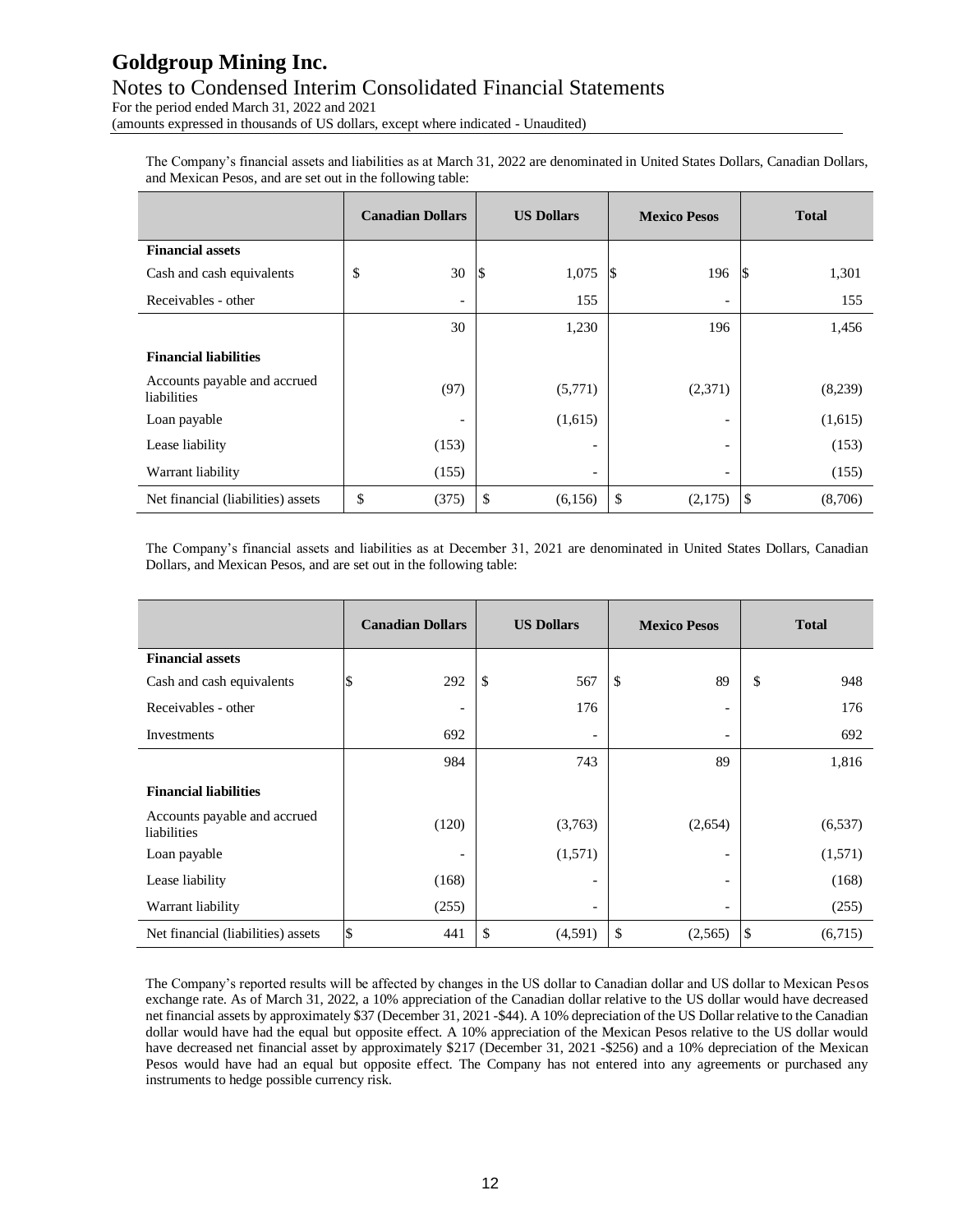The Company's financial assets and liabilities as at March 31, 2022 are denominated in United States Dollars, Canadian Dollars, and Mexican Pesos, and are set out in the following table:

| | Canadian Dollars | US Dollars | Mexico Pesos | Total |
|---|---|---|---|---|
| **Financial assets** | | | | |
| Cash and cash equivalents | $ 30 | $ 1,075 | $ 196 | $ 1,301 |
| Receivables - other | - | 155 | - | 155 |
| | 30 | 1,230 | 196 | 1,456 |
| **Financial liabilities** | | | | |
| Accounts payable and accrued liabilities | (97) | (5,771) | (2,371) | (8,239) |
| Loan payable | - | (1,615) | - | (1,615) |
| Lease liability | (153) | - | - | (153) |
| Warrant liability | (155) | - | - | (155) |
| Net financial (liabilities) assets | $ (375) | $ (6,156) | $ (2,175) | $ (8,706) |

The Company's financial assets and liabilities as at December 31, 2021 are denominated in United States Dollars, Canadian Dollars, and Mexican Pesos, and are set out in the following table:

| | Canadian Dollars | US Dollars | Mexico Pesos | Total |
|---|---|---|---|---|
| **Financial assets** | | | | |
| Cash and cash equivalents | $ 292 | $ 567 | $ 89 | $ 948 |
| Receivables - other | - | 176 | - | 176 |
| Investments | 692 | - | - | 692 |
| | 984 | 743 | 89 | 1,816 |
| **Financial liabilities** | | | | |
| Accounts payable and accrued liabilities | (120) | (3,763) | (2,654) | (6,537) |
| Loan payable | - | (1,571) | - | (1,571) |
| Lease liability | (168) | - | - | (168) |
| Warrant liability | (255) | - | - | (255) |
| Net financial (liabilities) assets | $ 441 | $ (4,591) | $ (2,565) | $ (6,715) |

The Company's reported results will be affected by changes in the US dollar to Canadian dollar and US dollar to Mexican Pesos exchange rate. As of March 31, 2022, a 10% appreciation of the Canadian dollar relative to the US dollar would have decreased net financial assets by approximately $37 (December 31, 2021 -$44). A 10% depreciation of the US Dollar relative to the Canadian dollar would have had the equal but opposite effect. A 10% appreciation of the Mexican Pesos relative to the US dollar would have decreased net financial asset by approximately $217 (December 31, 2021 -$256) and a 10% depreciation of the Mexican Pesos would have had an equal but opposite effect. The Company has not entered into any agreements or purchased any instruments to hedge possible currency risk.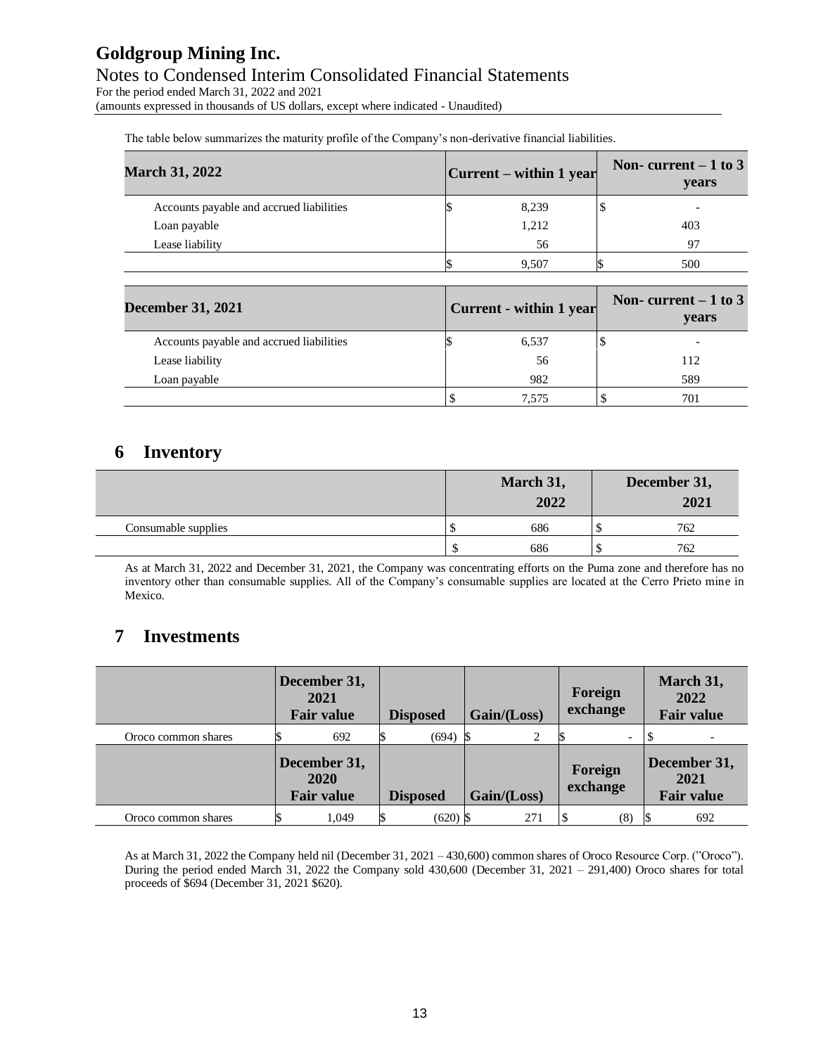The table below summarizes the maturity profile of the Company's non-derivative financial liabilities.

| March 31, 2022 | Current – within 1 year | Non- current – 1 to 3 years |
|---|---|---|
| Accounts payable and accrued liabilities | $ 8,239 | $ - |
| Loan payable | 1,212 | 403 |
| Lease liability | 56 | 97 |
| | $ 9,507 | $ 500 |

| December 31, 2021 | Current - within 1 year | Non- current – 1 to 3 years |
|---|---|---|
| Accounts payable and accrued liabilities | $ 6,537 | $ - |
| Lease liability | 56 | 112 |
| Loan payable | 982 | 589 |
| | $ 7,575 | $ 701 |

## 6 Inventory

| | March 31, 2022 | December 31, 2021 |
|---|---|---|
| Consumable supplies | $ 686 | $ 762 |
| | $ 686 | $ 762 |

As at March 31, 2022 and December 31, 2021, the Company was concentrating efforts on the Puma zone and therefore has no inventory other than consumable supplies. All of the Company's consumable supplies are located at the Cerro Prieto mine in Mexico.

## 7 Investments

| | December 31, 2021 Fair value | Disposed | Gain/(Loss) | Foreign exchange | March 31, 2022 Fair value |
|---|---|---|---|---|---|
| Oroco common shares | $ 692 | $ (694) | $ 2 | $ - | $ - |
| | **December 31, 2020 Fair value** | **Disposed** | **Gain/(Loss)** | **Foreign exchange** | **December 31, 2021 Fair value** |
| Oroco common shares | $ 1,049 | $ (620) | $ 271 | $ (8) | $ 692 |

As at March 31, 2022 the Company held nil (December 31, 2021 – 430,600) common shares of Oroco Resource Corp. ("Oroco"). During the period ended March 31, 2022 the Company sold 430,600 (December 31, 2021 – 291,400) Oroco shares for total proceeds of $694 (December 31, 2021 $620).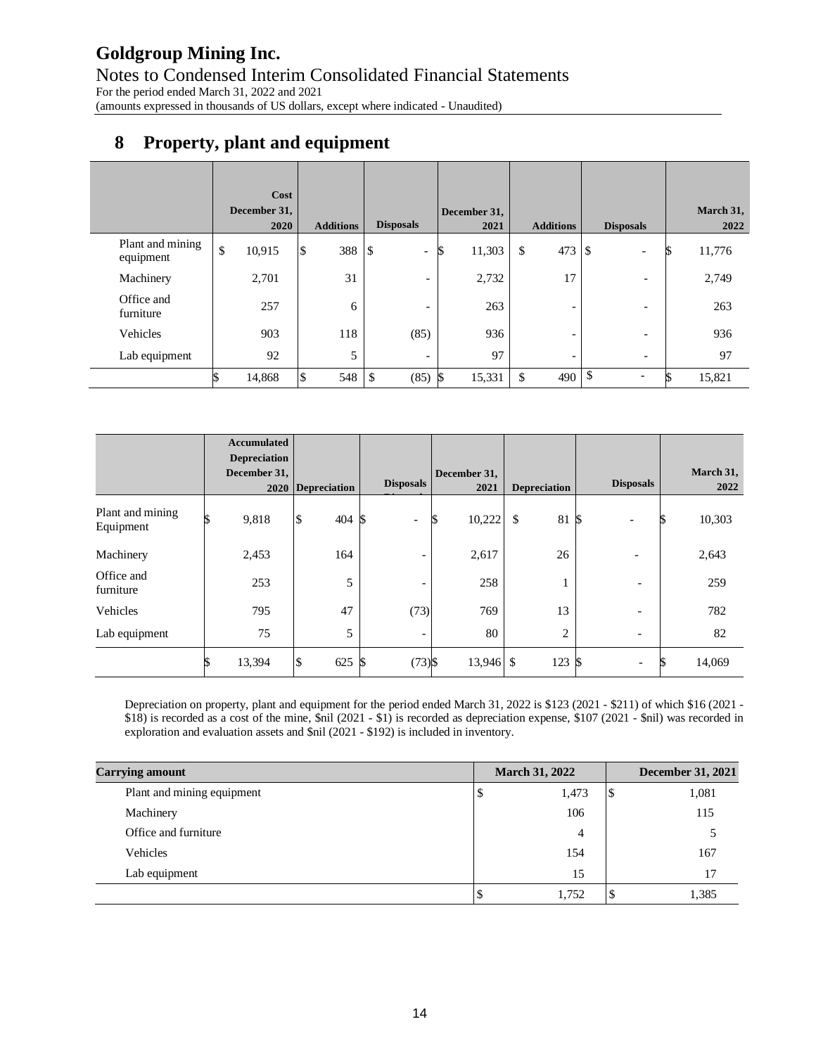# 8 Property, plant and equipment

| | Cost December 31, 2020 | Additions | Disposals | December 31, 2021 | Additions | Disposals | March 31, 2022 |
|---|---|---|---|---|---|---|---|
| Plant and mining equipment | $ 10,915 | $ 388 | $ - | $ 11,303 | $ 473 | $ - | $ 11,776 |
| Machinery | 2,701 | 31 | - | 2,732 | 17 | - | 2,749 |
| Office and furniture | 257 | 6 | - | 263 | - | - | 263 |
| Vehicles | 903 | 118 | (85) | 936 | - | - | 936 |
| Lab equipment | 92 | 5 | - | 97 | - | - | 97 |
| | $ 14,868 | $ 548 | $ (85) | $ 15,331 | $ 490 | $ - | $ 15,821 |

| | Accumulated Depreciation December 31, 2020 | Depreciation | Disposals | December 31, 2021 | Depreciation | Disposals | March 31, 2022 |
|---|---|---|---|---|---|---|---|
| Plant and mining Equipment | $ 9,818 | $ 404 | $ - | $ 10,222 | $ 81 | $ - | $ 10,303 |
| Machinery | 2,453 | 164 | - | 2,617 | 26 | - | 2,643 |
| Office and furniture | 253 | 5 | - | 258 | 1 | - | 259 |
| Vehicles | 795 | 47 | (73) | 769 | 13 | - | 782 |
| Lab equipment | 75 | 5 | - | 80 | 2 | - | 82 |
| | $ 13,394 | $ 625 | $ (73) | $ 13,946 | $ 123 | $ - | $ 14,069 |

Depreciation on property, plant and equipment for the period ended March 31, 2022 is $123 (2021 - $211) of which $16 (2021 - $18) is recorded as a cost of the mine, $nil (2021 - $1) is recorded as depreciation expense, $107 (2021 - $nil) was recorded in exploration and evaluation assets and $nil (2021 - $192) is included in inventory.

| Carrying amount | March 31, 2022 | December 31, 2021 |
|---|---|---|
| Plant and mining equipment | $ 1,473 | $ 1,081 |
| Machinery | 106 | 115 |
| Office and furniture | 4 | 5 |
| Vehicles | 154 | 167 |
| Lab equipment | 15 | 17 |
| | $ 1,752 | $ 1,385 |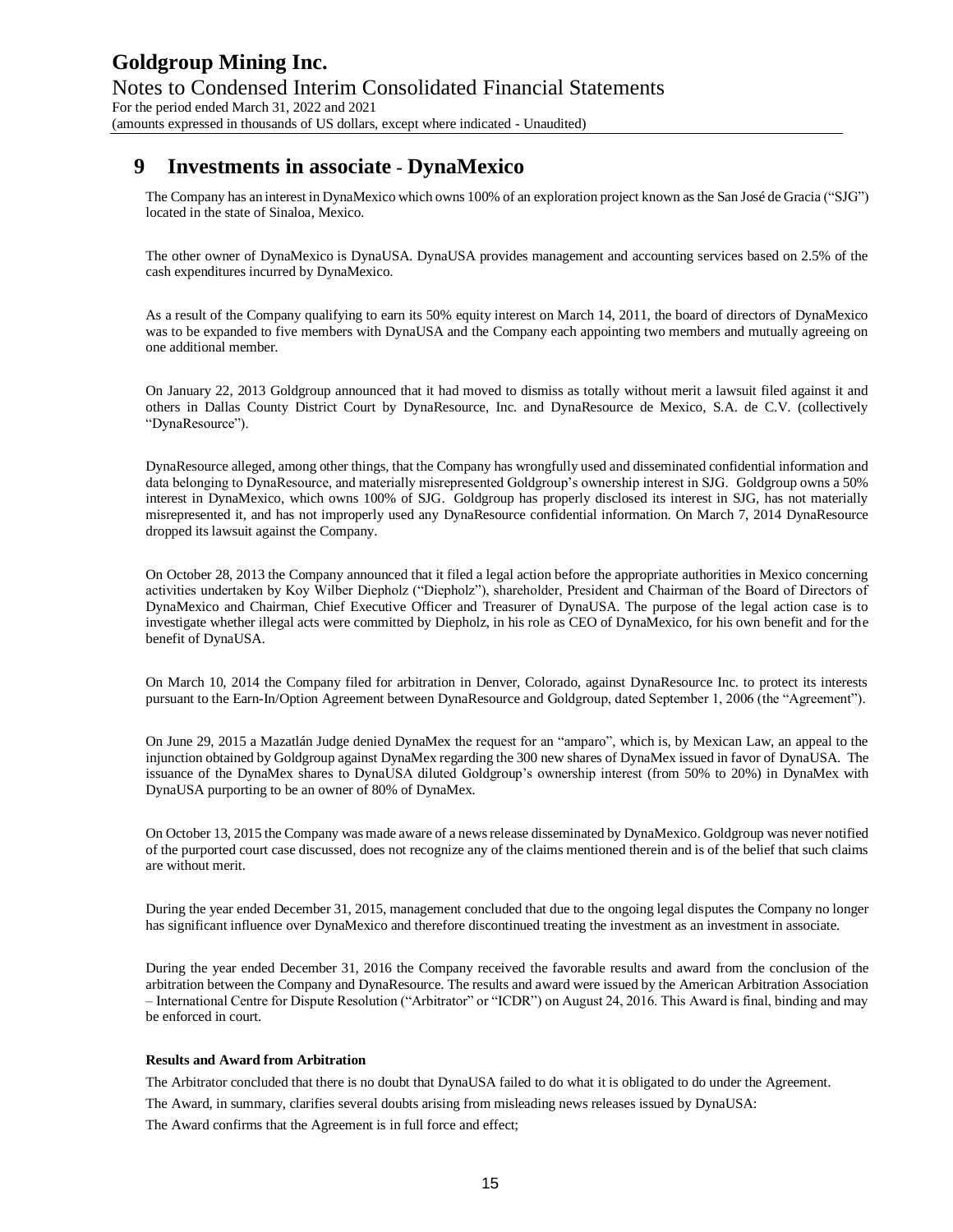## 9 Investments in associate - DynaMexico

The Company has an interest in DynaMexico which owns 100% of an exploration project known as the San José de Gracia ("SJG") located in the state of Sinaloa, Mexico.

The other owner of DynaMexico is DynaUSA. DynaUSA provides management and accounting services based on 2.5% of the cash expenditures incurred by DynaMexico.

As a result of the Company qualifying to earn its 50% equity interest on March 14, 2011, the board of directors of DynaMexico was to be expanded to five members with DynaUSA and the Company each appointing two members and mutually agreeing on one additional member.

On January 22, 2013 Goldgroup announced that it had moved to dismiss as totally without merit a lawsuit filed against it and others in Dallas County District Court by DynaResource, Inc. and DynaResource de Mexico, S.A. de C.V. (collectively "DynaResource").

DynaResource alleged, among other things, that the Company has wrongfully used and disseminated confidential information and data belonging to DynaResource, and materially misrepresented Goldgroup's ownership interest in SJG. Goldgroup owns a 50% interest in DynaMexico, which owns 100% of SJG. Goldgroup has properly disclosed its interest in SJG, has not materially misrepresented it, and has not improperly used any DynaResource confidential information. On March 7, 2014 DynaResource dropped its lawsuit against the Company.

On October 28, 2013 the Company announced that it filed a legal action before the appropriate authorities in Mexico concerning activities undertaken by Koy Wilber Diepholz ("Diepholz"), shareholder, President and Chairman of the Board of Directors of DynaMexico and Chairman, Chief Executive Officer and Treasurer of DynaUSA. The purpose of the legal action case is to investigate whether illegal acts were committed by Diepholz, in his role as CEO of DynaMexico, for his own benefit and for the benefit of DynaUSA.

On March 10, 2014 the Company filed for arbitration in Denver, Colorado, against DynaResource Inc. to protect its interests pursuant to the Earn-In/Option Agreement between DynaResource and Goldgroup, dated September 1, 2006 (the "Agreement").

On June 29, 2015 a Mazatlán Judge denied DynaMex the request for an "amparo", which is, by Mexican Law, an appeal to the injunction obtained by Goldgroup against DynaMex regarding the 300 new shares of DynaMex issued in favor of DynaUSA. The issuance of the DynaMex shares to DynaUSA diluted Goldgroup's ownership interest (from 50% to 20%) in DynaMex with DynaUSA purporting to be an owner of 80% of DynaMex.

On October 13, 2015 the Company was made aware of a news release disseminated by DynaMexico. Goldgroup was never notified of the purported court case discussed, does not recognize any of the claims mentioned therein and is of the belief that such claims are without merit.

During the year ended December 31, 2015, management concluded that due to the ongoing legal disputes the Company no longer has significant influence over DynaMexico and therefore discontinued treating the investment as an investment in associate.

During the year ended December 31, 2016 the Company received the favorable results and award from the conclusion of the arbitration between the Company and DynaResource. The results and award were issued by the American Arbitration Association – International Centre for Dispute Resolution ("Arbitrator" or "ICDR") on August 24, 2016. This Award is final, binding and may be enforced in court.

**Results and Award from Arbitration**

The Arbitrator concluded that there is no doubt that DynaUSA failed to do what it is obligated to do under the Agreement.

The Award, in summary, clarifies several doubts arising from misleading news releases issued by DynaUSA:

The Award confirms that the Agreement is in full force and effect;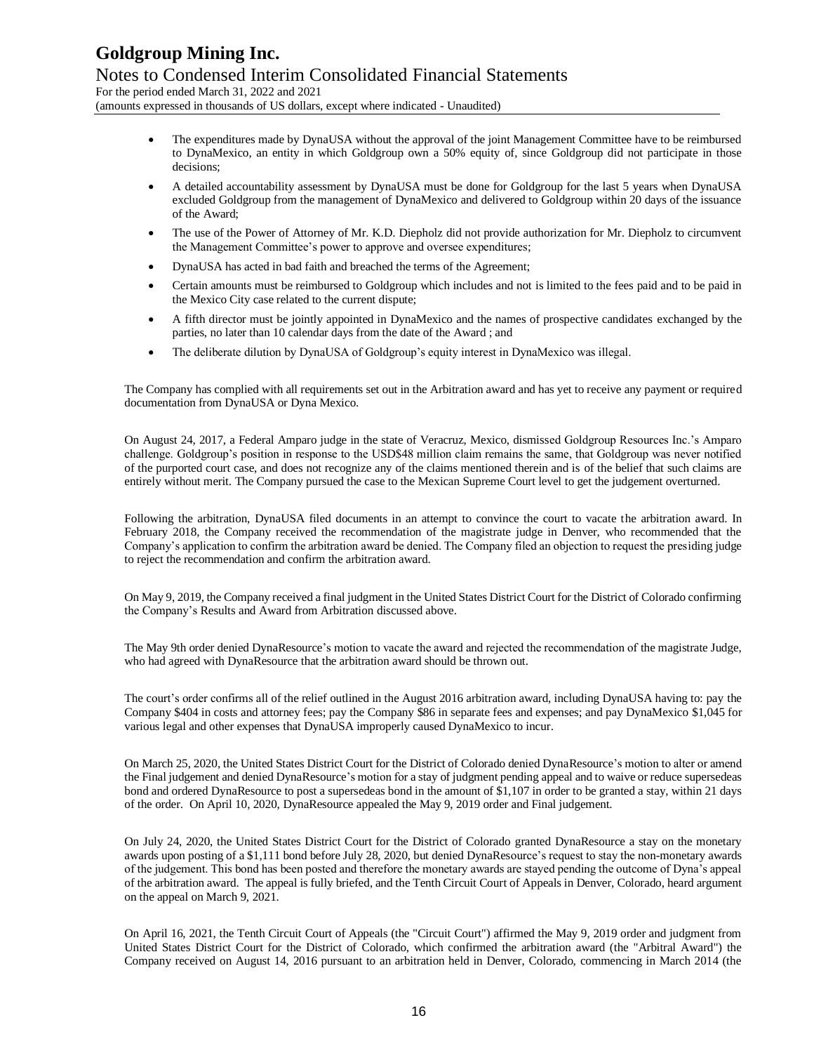- The expenditures made by DynaUSA without the approval of the joint Management Committee have to be reimbursed to DynaMexico, an entity in which Goldgroup own a 50% equity of, since Goldgroup did not participate in those decisions;
- A detailed accountability assessment by DynaUSA must be done for Goldgroup for the last 5 years when DynaUSA excluded Goldgroup from the management of DynaMexico and delivered to Goldgroup within 20 days of the issuance of the Award;
- The use of the Power of Attorney of Mr. K.D. Diepholz did not provide authorization for Mr. Diepholz to circumvent the Management Committee's power to approve and oversee expenditures;
- DynaUSA has acted in bad faith and breached the terms of the Agreement;
- Certain amounts must be reimbursed to Goldgroup which includes and not is limited to the fees paid and to be paid in the Mexico City case related to the current dispute;
- A fifth director must be jointly appointed in DynaMexico and the names of prospective candidates exchanged by the parties, no later than 10 calendar days from the date of the Award ; and
- The deliberate dilution by DynaUSA of Goldgroup's equity interest in DynaMexico was illegal.

The Company has complied with all requirements set out in the Arbitration award and has yet to receive any payment or required documentation from DynaUSA or Dyna Mexico.

On August 24, 2017, a Federal Amparo judge in the state of Veracruz, Mexico, dismissed Goldgroup Resources Inc.'s Amparo challenge. Goldgroup's position in response to the USD$48 million claim remains the same, that Goldgroup was never notified of the purported court case, and does not recognize any of the claims mentioned therein and is of the belief that such claims are entirely without merit. The Company pursued the case to the Mexican Supreme Court level to get the judgement overturned.

Following the arbitration, DynaUSA filed documents in an attempt to convince the court to vacate the arbitration award. In February 2018, the Company received the recommendation of the magistrate judge in Denver, who recommended that the Company's application to confirm the arbitration award be denied. The Company filed an objection to request the presiding judge to reject the recommendation and confirm the arbitration award.

On May 9, 2019, the Company received a final judgment in the United States District Court for the District of Colorado confirming the Company's Results and Award from Arbitration discussed above.

The May 9th order denied DynaResource's motion to vacate the award and rejected the recommendation of the magistrate Judge, who had agreed with DynaResource that the arbitration award should be thrown out.

The court's order confirms all of the relief outlined in the August 2016 arbitration award, including DynaUSA having to: pay the Company $404 in costs and attorney fees; pay the Company $86 in separate fees and expenses; and pay DynaMexico $1,045 for various legal and other expenses that DynaUSA improperly caused DynaMexico to incur.

On March 25, 2020, the United States District Court for the District of Colorado denied DynaResource's motion to alter or amend the Final judgement and denied DynaResource's motion for a stay of judgment pending appeal and to waive or reduce supersedeas bond and ordered DynaResource to post a supersedeas bond in the amount of $1,107 in order to be granted a stay, within 21 days of the order. On April 10, 2020, DynaResource appealed the May 9, 2019 order and Final judgement.

On July 24, 2020, the United States District Court for the District of Colorado granted DynaResource a stay on the monetary awards upon posting of a $1,111 bond before July 28, 2020, but denied DynaResource's request to stay the non-monetary awards of the judgement. This bond has been posted and therefore the monetary awards are stayed pending the outcome of Dyna's appeal of the arbitration award. The appeal is fully briefed, and the Tenth Circuit Court of Appeals in Denver, Colorado, heard argument on the appeal on March 9, 2021.

On April 16, 2021, the Tenth Circuit Court of Appeals (the "Circuit Court") affirmed the May 9, 2019 order and judgment from United States District Court for the District of Colorado, which confirmed the arbitration award (the "Arbitral Award") the Company received on August 14, 2016 pursuant to an arbitration held in Denver, Colorado, commencing in March 2014 (the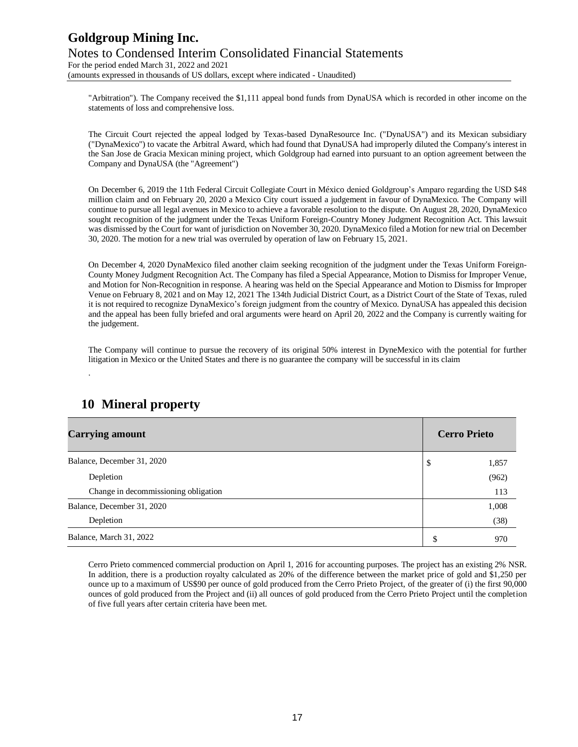"Arbitration"). The Company received the $1,111 appeal bond funds from DynaUSA which is recorded in other income on the statements of loss and comprehensive loss.

The Circuit Court rejected the appeal lodged by Texas-based DynaResource Inc. ("DynaUSA") and its Mexican subsidiary ("DynaMexico") to vacate the Arbitral Award, which had found that DynaUSA had improperly diluted the Company's interest in the San Jose de Gracia Mexican mining project, which Goldgroup had earned into pursuant to an option agreement between the Company and DynaUSA (the "Agreement")

On December 6, 2019 the 11th Federal Circuit Collegiate Court in México denied Goldgroup's Amparo regarding the USD $48 million claim and on February 20, 2020 a Mexico City court issued a judgement in favour of DynaMexico. The Company will continue to pursue all legal avenues in Mexico to achieve a favorable resolution to the dispute. On August 28, 2020, DynaMexico sought recognition of the judgment under the Texas Uniform Foreign-Country Money Judgment Recognition Act. This lawsuit was dismissed by the Court for want of jurisdiction on November 30, 2020. DynaMexico filed a Motion for new trial on December 30, 2020. The motion for a new trial was overruled by operation of law on February 15, 2021.

On December 4, 2020 DynaMexico filed another claim seeking recognition of the judgment under the Texas Uniform Foreign-County Money Judgment Recognition Act. The Company has filed a Special Appearance, Motion to Dismiss for Improper Venue, and Motion for Non-Recognition in response. A hearing was held on the Special Appearance and Motion to Dismiss for Improper Venue on February 8, 2021 and on May 12, 2021 The 134th Judicial District Court, as a District Court of the State of Texas, ruled it is not required to recognize DynaMexico's foreign judgment from the country of Mexico. DynaUSA has appealed this decision and the appeal has been fully briefed and oral arguments were heard on April 20, 2022 and the Company is currently waiting for the judgement.

The Company will continue to pursue the recovery of its original 50% interest in DyneMexico with the potential for further litigation in Mexico or the United States and there is no guarantee the company will be successful in its claim

.

## 10 Mineral property

| Carrying amount | Cerro Prieto |
|---|---|
| Balance, December 31, 2020 | $ 1,857 |
| Depletion | (962) |
| Change in decommissioning obligation | 113 |
| Balance, December 31, 2020 | 1,008 |
| Depletion | (38) |
| Balance, March 31, 2022 | $ 970 |

Cerro Prieto commenced commercial production on April 1, 2016 for accounting purposes. The project has an existing 2% NSR. In addition, there is a production royalty calculated as 20% of the difference between the market price of gold and $1,250 per ounce up to a maximum of US$90 per ounce of gold produced from the Cerro Prieto Project, of the greater of (i) the first 90,000 ounces of gold produced from the Project and (ii) all ounces of gold produced from the Cerro Prieto Project until the completion of five full years after certain criteria have been met.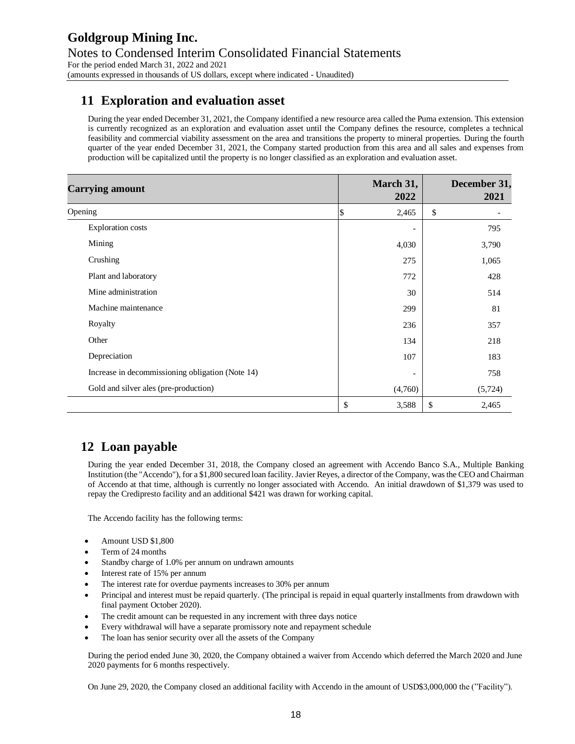## 11 Exploration and evaluation asset

During the year ended December 31, 2021, the Company identified a new resource area called the Puma extension. This extension is currently recognized as an exploration and evaluation asset until the Company defines the resource, completes a technical feasibility and commercial viability assessment on the area and transitions the property to mineral properties. During the fourth quarter of the year ended December 31, 2021, the Company started production from this area and all sales and expenses from production will be capitalized until the property is no longer classified as an exploration and evaluation asset.

| Carrying amount | March 31, 2022 | December 31, 2021 |
|---|---|---|
| Opening | $ 2,465 | $ - |
| Exploration costs | - | 795 |
| Mining | 4,030 | 3,790 |
| Crushing | 275 | 1,065 |
| Plant and laboratory | 772 | 428 |
| Mine administration | 30 | 514 |
| Machine maintenance | 299 | 81 |
| Royalty | 236 | 357 |
| Other | 134 | 218 |
| Depreciation | 107 | 183 |
| Increase in decommissioning obligation (Note 14) | - | 758 |
| Gold and silver ales (pre-production) | (4,760) | (5,724) |
| | $ 3,588 | $ 2,465 |

## 12 Loan payable

During the year ended December 31, 2018, the Company closed an agreement with Accendo Banco S.A., Multiple Banking Institution (the "Accendo"), for a $1,800 secured loan facility. Javier Reyes, a director of the Company, was the CEO and Chairman of Accendo at that time, although is currently no longer associated with Accendo. An initial drawdown of $1,379 was used to repay the Credipresto facility and an additional $421 was drawn for working capital.

The Accendo facility has the following terms:

- Amount USD $1,800
- Term of 24 months
- Standby charge of 1.0% per annum on undrawn amounts
- Interest rate of 15% per annum
- The interest rate for overdue payments increases to 30% per annum
- Principal and interest must be repaid quarterly. (The principal is repaid in equal quarterly installments from drawdown with final payment October 2020).
- The credit amount can be requested in any increment with three days notice
- Every withdrawal will have a separate promissory note and repayment schedule
- The loan has senior security over all the assets of the Company

During the period ended June 30, 2020, the Company obtained a waiver from Accendo which deferred the March 2020 and June 2020 payments for 6 months respectively.

On June 29, 2020, the Company closed an additional facility with Accendo in the amount of USD$3,000,000 the (”Facility”).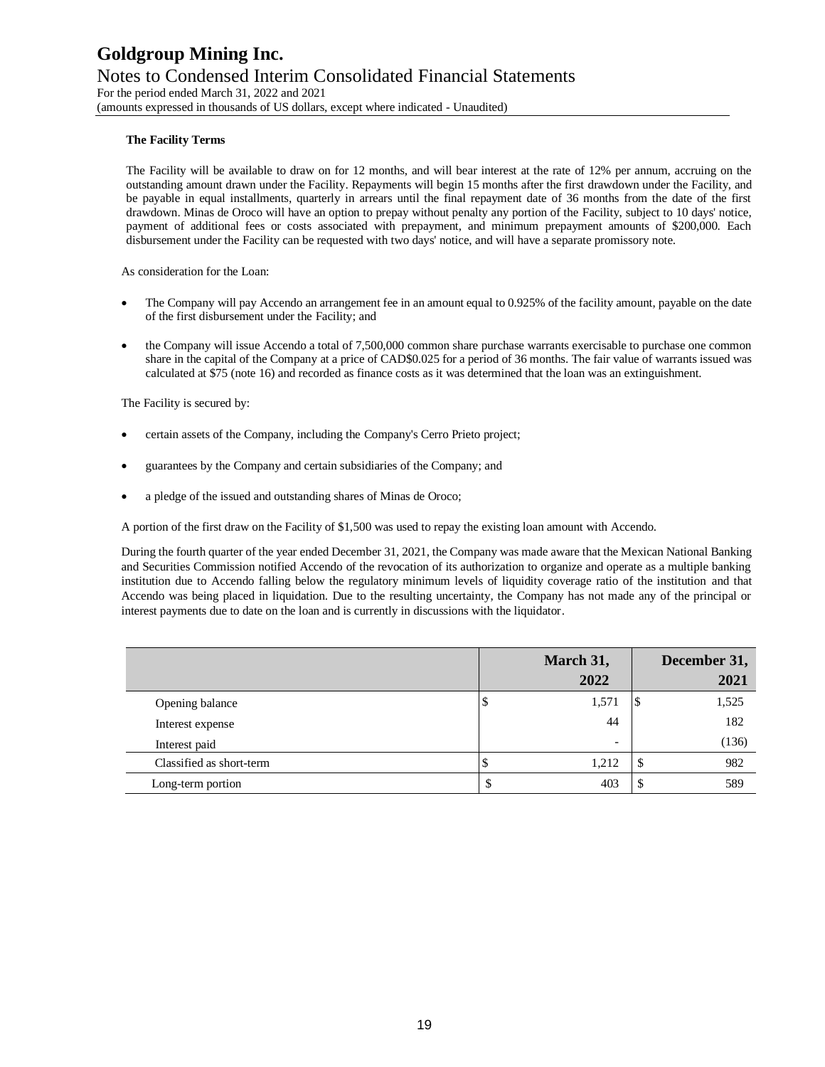**The Facility Terms**

The Facility will be available to draw on for 12 months, and will bear interest at the rate of 12% per annum, accruing on the outstanding amount drawn under the Facility. Repayments will begin 15 months after the first drawdown under the Facility, and be payable in equal installments, quarterly in arrears until the final repayment date of 36 months from the date of the first drawdown. Minas de Oroco will have an option to prepay without penalty any portion of the Facility, subject to 10 days' notice, payment of additional fees or costs associated with prepayment, and minimum prepayment amounts of $200,000. Each disbursement under the Facility can be requested with two days' notice, and will have a separate promissory note.

As consideration for the Loan:

- The Company will pay Accendo an arrangement fee in an amount equal to 0.925% of the facility amount, payable on the date of the first disbursement under the Facility; and
- the Company will issue Accendo a total of 7,500,000 common share purchase warrants exercisable to purchase one common share in the capital of the Company at a price of CAD$0.025 for a period of 36 months. The fair value of warrants issued was calculated at $75 (note 16) and recorded as finance costs as it was determined that the loan was an extinguishment.

The Facility is secured by:

- certain assets of the Company, including the Company's Cerro Prieto project;
- guarantees by the Company and certain subsidiaries of the Company; and
- a pledge of the issued and outstanding shares of Minas de Oroco;

A portion of the first draw on the Facility of $1,500 was used to repay the existing loan amount with Accendo.

During the fourth quarter of the year ended December 31, 2021, the Company was made aware that the Mexican National Banking and Securities Commission notified Accendo of the revocation of its authorization to organize and operate as a multiple banking institution due to Accendo falling below the regulatory minimum levels of liquidity coverage ratio of the institution and that Accendo was being placed in liquidation. Due to the resulting uncertainty, the Company has not made any of the principal or interest payments due to date on the loan and is currently in discussions with the liquidator.

| | March 31, 2022 | December 31, 2021 |
|---|---|---|
| Opening balance | $ 1,571 | $ 1,525 |
| Interest expense | 44 | 182 |
| Interest paid | - | (136) |
| Classified as short-term | $ 1,212 | $ 982 |
| Long-term portion | $ 403 | $ 589 |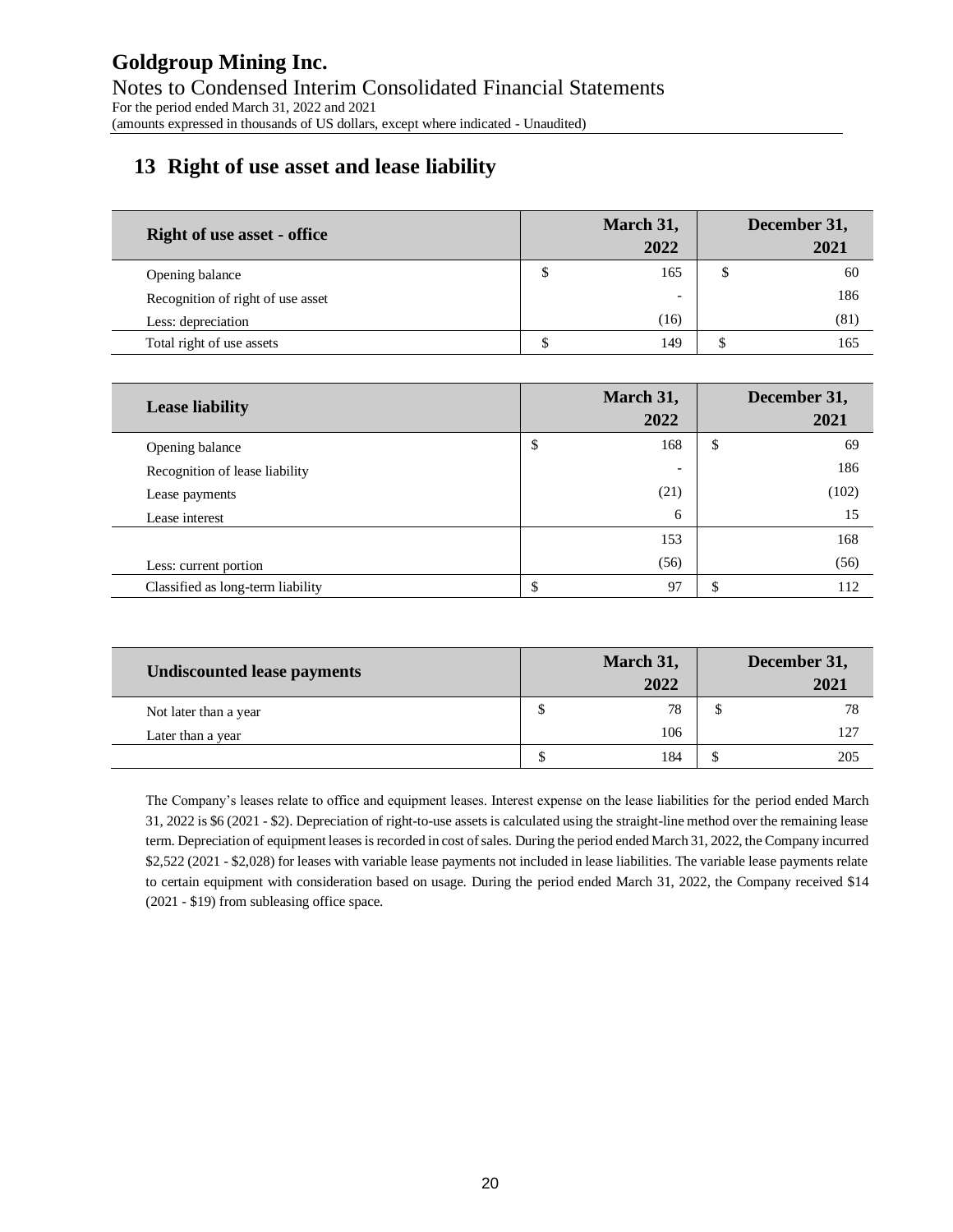## 13 Right of use asset and lease liability

| Right of use asset - office | March 31, 2022 | December 31, 2021 |
|---|---|---|
| Opening balance | $ 165 | $ 60 |
| Recognition of right of use asset | - | 186 |
| Less: depreciation | (16) | (81) |
| Total right of use assets | $ 149 | $ 165 |

| Lease liability | March 31, 2022 | December 31, 2021 |
|---|---|---|
| Opening balance | $ 168 | $ 69 |
| Recognition of lease liability | - | 186 |
| Lease payments | (21) | (102) |
| Lease interest | 6 | 15 |
| | 153 | 168 |
| Less: current portion | (56) | (56) |
| Classified as long-term liability | $ 97 | $ 112 |

| Undiscounted lease payments | March 31, 2022 | December 31, 2021 |
|---|---|---|
| Not later than a year | $ 78 | $ 78 |
| Later than a year | 106 | 127 |
| | $ 184 | $ 205 |

The Company's leases relate to office and equipment leases. Interest expense on the lease liabilities for the period ended March 31, 2022 is $6 (2021 - $2). Depreciation of right-to-use assets is calculated using the straight-line method over the remaining lease term. Depreciation of equipment leases is recorded in cost of sales. During the period ended March 31, 2022, the Company incurred $2,522 (2021 - $2,028) for leases with variable lease payments not included in lease liabilities. The variable lease payments relate to certain equipment with consideration based on usage. During the period ended March 31, 2022, the Company received $14 (2021 - $19) from subleasing office space.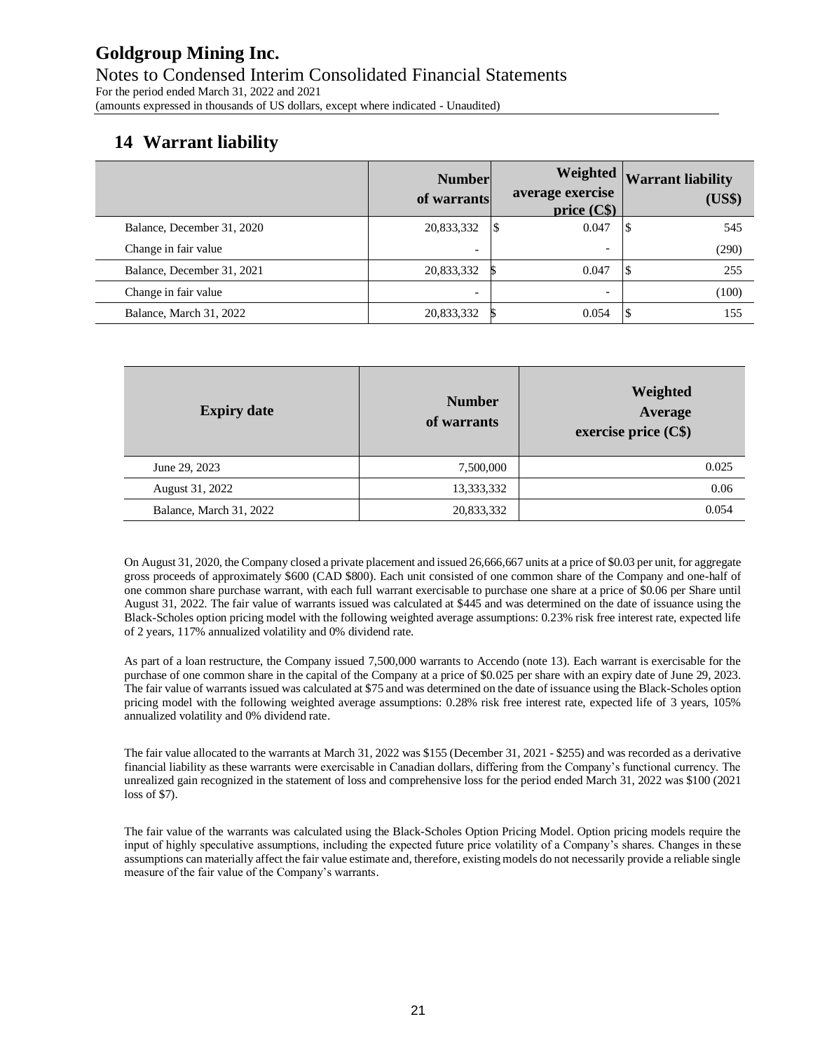## 14 Warrant liability

| | Number of warrants | Weighted average exercise price (C$) | Warrant liability (US$) |
|---|---|---|---|
| Balance, December 31, 2020 | 20,833,332 | $ 0.047 | $ 545 |
| Change in fair value | - | - | (290) |
| Balance, December 31, 2021 | 20,833,332 | $ 0.047 | $ 255 |
| Change in fair value | - | - | (100) |
| Balance, March 31, 2022 | 20,833,332 | $ 0.054 | $ 155 |

| Expiry date | Number of warrants | Weighted Average exercise price (C$) |
|---|---|---|
| June 29, 2023 | 7,500,000 | 0.025 |
| August 31, 2022 | 13,333,332 | 0.06 |
| Balance, March 31, 2022 | 20,833,332 | 0.054 |

On August 31, 2020, the Company closed a private placement and issued 26,666,667 units at a price of $0.03 per unit, for aggregate gross proceeds of approximately $600 (CAD $800). Each unit consisted of one common share of the Company and one-half of one common share purchase warrant, with each full warrant exercisable to purchase one share at a price of $0.06 per Share until August 31, 2022. The fair value of warrants issued was calculated at $445 and was determined on the date of issuance using the Black-Scholes option pricing model with the following weighted average assumptions: 0.23% risk free interest rate, expected life of 2 years, 117% annualized volatility and 0% dividend rate.

As part of a loan restructure, the Company issued 7,500,000 warrants to Accendo (note 13). Each warrant is exercisable for the purchase of one common share in the capital of the Company at a price of $0.025 per share with an expiry date of June 29, 2023. The fair value of warrants issued was calculated at $75 and was determined on the date of issuance using the Black-Scholes option pricing model with the following weighted average assumptions: 0.28% risk free interest rate, expected life of 3 years, 105% annualized volatility and 0% dividend rate.

The fair value allocated to the warrants at March 31, 2022 was $155 (December 31, 2021 - $255) and was recorded as a derivative financial liability as these warrants were exercisable in Canadian dollars, differing from the Company's functional currency. The unrealized gain recognized in the statement of loss and comprehensive loss for the period ended March 31, 2022 was $100 (2021 loss of $7).

The fair value of the warrants was calculated using the Black-Scholes Option Pricing Model. Option pricing models require the input of highly speculative assumptions, including the expected future price volatility of a Company's shares. Changes in these assumptions can materially affect the fair value estimate and, therefore, existing models do not necessarily provide a reliable single measure of the fair value of the Company's warrants.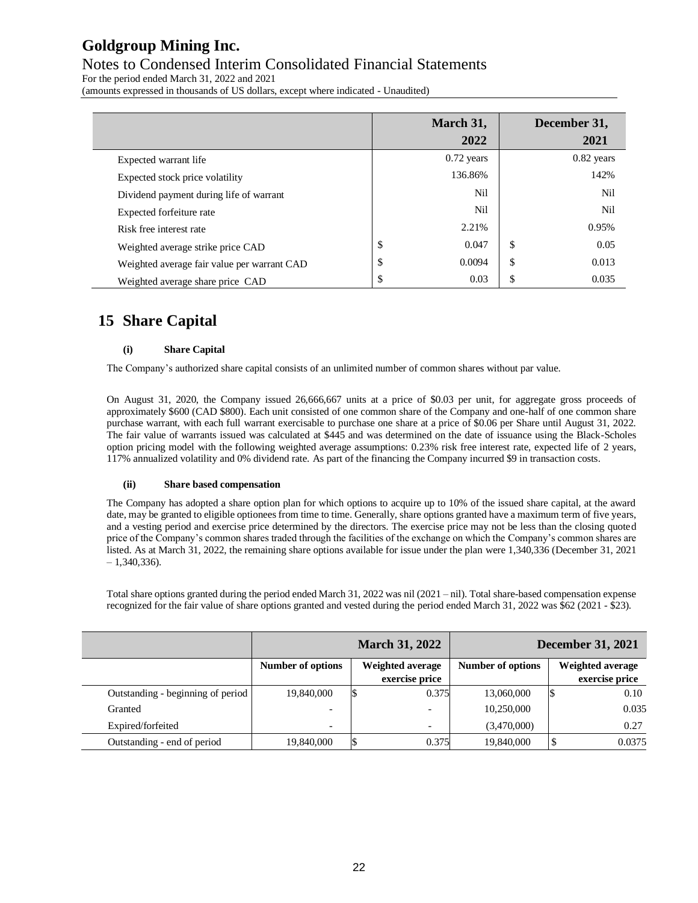| | March 31, 2022 | December 31, 2021 |
|---|---|---|
| Expected warrant life | 0.72 years | 0.82 years |
| Expected stock price volatility | 136.86% | 142% |
| Dividend payment during life of warrant | Nil | Nil |
| Expected forfeiture rate | Nil | Nil |
| Risk free interest rate | 2.21% | 0.95% |
| Weighted average strike price CAD | $ 0.047 | $ 0.05 |
| Weighted average fair value per warrant CAD | $ 0.0094 | $ 0.013 |
| Weighted average share price CAD | $ 0.03 | $ 0.035 |

# 15 Share Capital

**(i) Share Capital**

The Company's authorized share capital consists of an unlimited number of common shares without par value.

On August 31, 2020, the Company issued 26,666,667 units at a price of $0.03 per unit, for aggregate gross proceeds of approximately $600 (CAD $800). Each unit consisted of one common share of the Company and one-half of one common share purchase warrant, with each full warrant exercisable to purchase one share at a price of $0.06 per Share until August 31, 2022. The fair value of warrants issued was calculated at $445 and was determined on the date of issuance using the Black-Scholes option pricing model with the following weighted average assumptions: 0.23% risk free interest rate, expected life of 2 years, 117% annualized volatility and 0% dividend rate. As part of the financing the Company incurred $9 in transaction costs.

**(ii) Share based compensation**

The Company has adopted a share option plan for which options to acquire up to 10% of the issued share capital, at the award date, may be granted to eligible optionees from time to time. Generally, share options granted have a maximum term of five years, and a vesting period and exercise price determined by the directors. The exercise price may not be less than the closing quoted price of the Company's common shares traded through the facilities of the exchange on which the Company's common shares are listed. As at March 31, 2022, the remaining share options available for issue under the plan were 1,340,336 (December 31, 2021 – 1,340,336).

Total share options granted during the period ended March 31, 2022 was nil (2021 – nil). Total share-based compensation expense recognized for the fair value of share options granted and vested during the period ended March 31, 2022 was $62 (2021 - $23).

| | March 31, 2022 | | December 31, 2021 | |
|---|---|---|---|---|
| | Number of options | Weighted average exercise price | Number of options | Weighted average exercise price |
| Outstanding - beginning of period | 19,840,000 | $ 0.375 | 13,060,000 | $ 0.10 |
| Granted | - | - | 10,250,000 | 0.035 |
| Expired/forfeited | - | - | (3,470,000) | 0.27 |
| Outstanding - end of period | 19,840,000 | $ 0.375 | 19,840,000 | $ 0.0375 |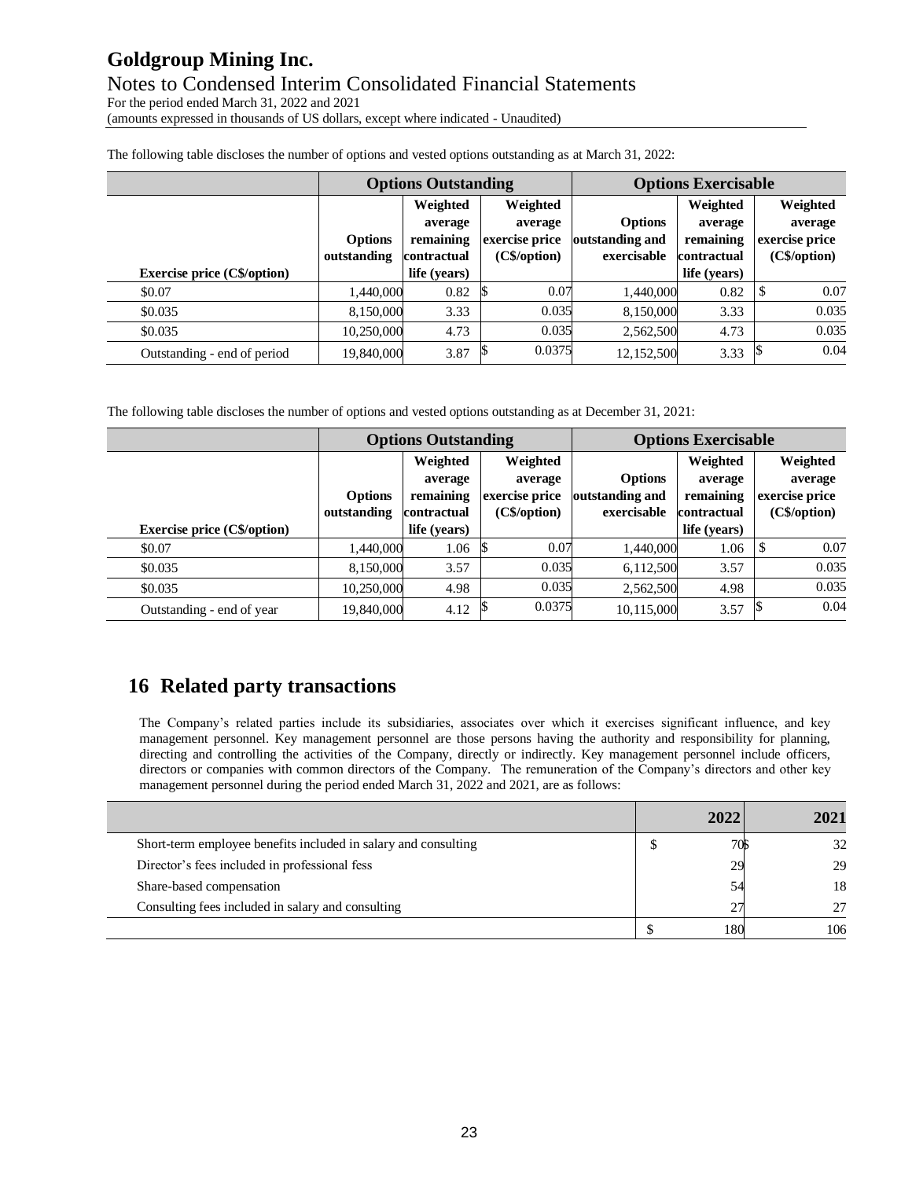The following table discloses the number of options and vested options outstanding as at March 31, 2022:

| | Options Outstanding | | | Options Exercisable | | |
|---|---|---|---|---|---|---|
| Exercise price (C$/option) | Options outstanding | Weighted average remaining contractual life (years) | Weighted average exercise price (C$/option) | Options outstanding and exercisable | Weighted average remaining contractual life (years) | Weighted average exercise price (C$/option) |
| $0.07 | 1,440,000 | 0.82 | $ 0.07 | 1,440,000 | 0.82 | $ 0.07 |
| $0.035 | 8,150,000 | 3.33 | 0.035 | 8,150,000 | 3.33 | 0.035 |
| $0.035 | 10,250,000 | 4.73 | 0.035 | 2,562,500 | 4.73 | 0.035 |
| Outstanding - end of period | 19,840,000 | 3.87 | $ 0.0375 | 12,152,500 | 3.33 | $ 0.04 |

The following table discloses the number of options and vested options outstanding as at December 31, 2021:

| | Options Outstanding | | | Options Exercisable | | |
|---|---|---|---|---|---|---|
| Exercise price (C$/option) | Options outstanding | Weighted average remaining contractual life (years) | Weighted average exercise price (C$/option) | Options outstanding and exercisable | Weighted average remaining contractual life (years) | Weighted average exercise price (C$/option) |
| $0.07 | 1,440,000 | 1.06 | $ 0.07 | 1,440,000 | 1.06 | $ 0.07 |
| $0.035 | 8,150,000 | 3.57 | 0.035 | 6,112,500 | 3.57 | 0.035 |
| $0.035 | 10,250,000 | 4.98 | 0.035 | 2,562,500 | 4.98 | 0.035 |
| Outstanding - end of year | 19,840,000 | 4.12 | $ 0.0375 | 10,115,000 | 3.57 | $ 0.04 |

## 16 Related party transactions

The Company's related parties include its subsidiaries, associates over which it exercises significant influence, and key management personnel. Key management personnel are those persons having the authority and responsibility for planning, directing and controlling the activities of the Company, directly or indirectly. Key management personnel include officers, directors or companies with common directors of the Company. The remuneration of the Company's directors and other key management personnel during the period ended March 31, 2022 and 2021, are as follows:

| | 2022 | 2021 |
|---|---|---|
| Short-term employee benefits included in salary and consulting | $ 70 | $ 32 |
| Director's fees included in professional fess | 29 | 29 |
| Share-based compensation | 54 | 18 |
| Consulting fees included in salary and consulting | 27 | 27 |
| | $ 180 | 106 |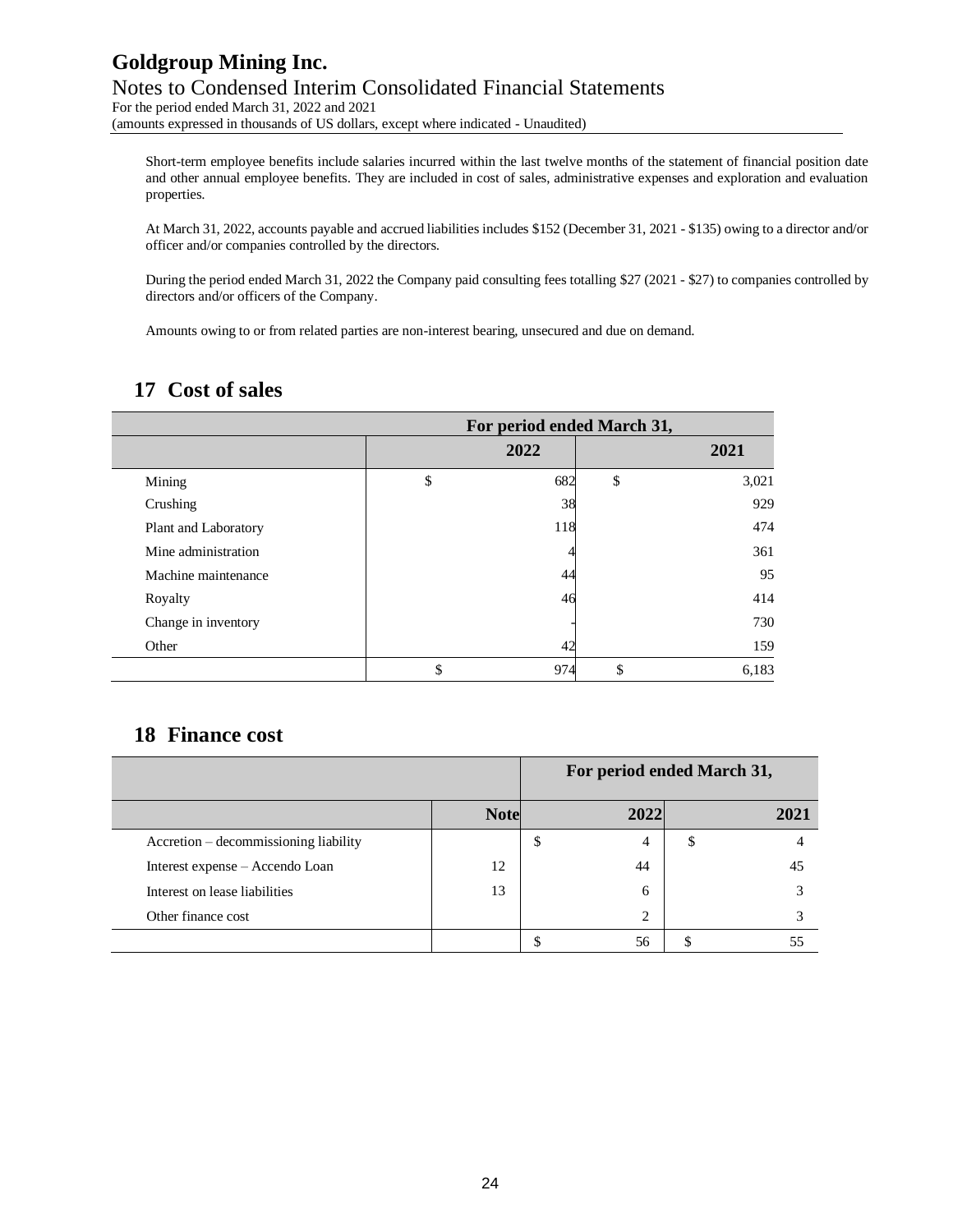Short-term employee benefits include salaries incurred within the last twelve months of the statement of financial position date and other annual employee benefits. They are included in cost of sales, administrative expenses and exploration and evaluation properties.

At March 31, 2022, accounts payable and accrued liabilities includes $152 (December 31, 2021 - $135) owing to a director and/or officer and/or companies controlled by the directors.

During the period ended March 31, 2022 the Company paid consulting fees totalling $27 (2021 - $27) to companies controlled by directors and/or officers of the Company.

Amounts owing to or from related parties are non-interest bearing, unsecured and due on demand.

## 17 Cost of sales

| | For period ended March 31, | |
|---|---|---|
| | **2022** | **2021** |
| Mining | $ 682 | $ 3,021 |
| Crushing | 38 | 929 |
| Plant and Laboratory | 118 | 474 |
| Mine administration | 4 | 361 |
| Machine maintenance | 44 | 95 |
| Royalty | 46 | 414 |
| Change in inventory | - | 730 |
| Other | 42 | 159 |
| | $ 974 | $ 6,183 |

## 18 Finance cost

| | | For period ended March 31, | |
|---|---|---|---|
| | **Note** | **2022** | **2021** |
| Accretion – decommissioning liability | | $ 4 | $ 4 |
| Interest expense – Accendo Loan | 12 | 44 | 45 |
| Interest on lease liabilities | 13 | 6 | 3 |
| Other finance cost | | 2 | 3 |
| | | $ 56 | $ 55 |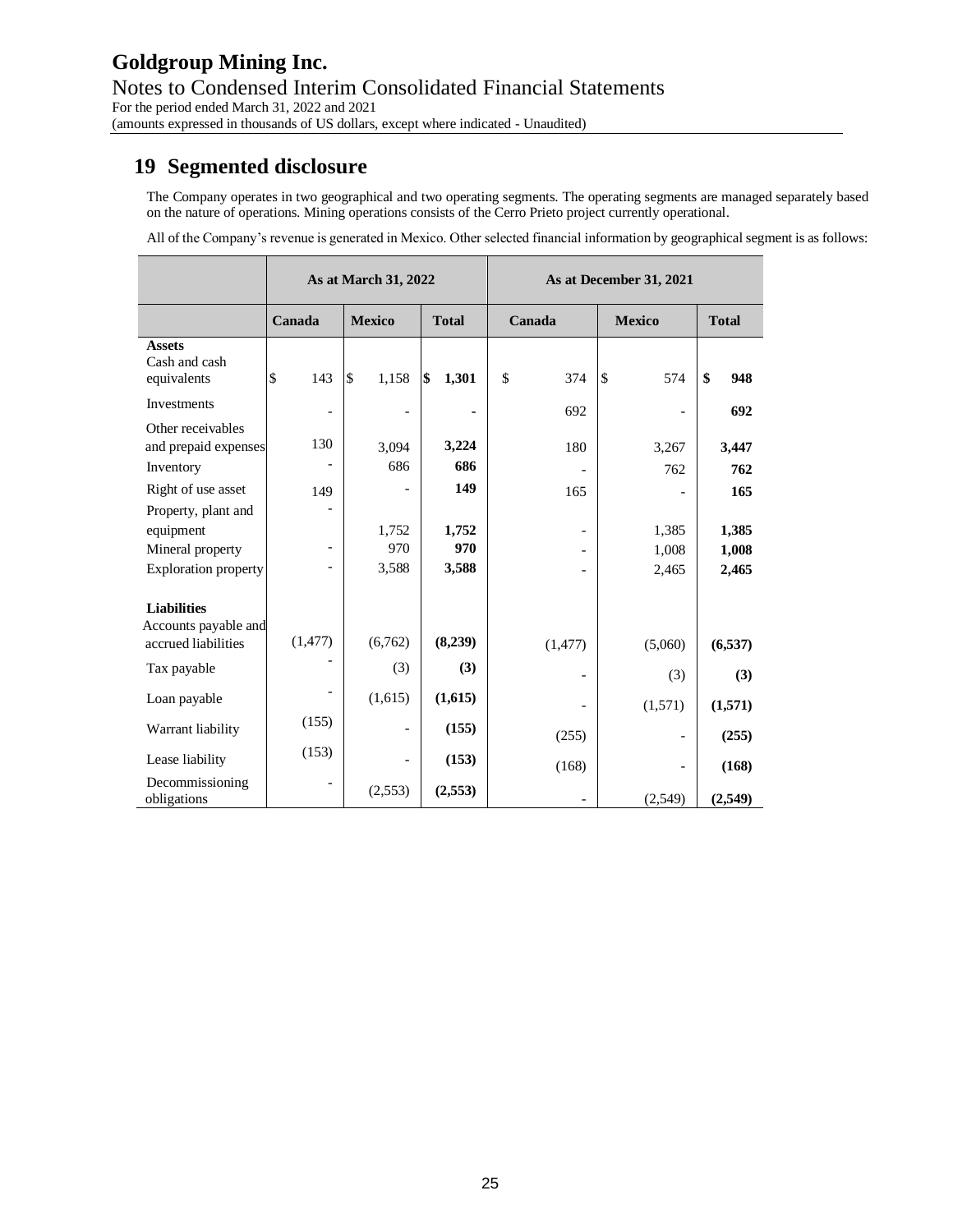# Goldgroup Mining Inc.

Notes to Condensed Interim Consolidated Financial Statements

For the period ended March 31, 2022 and 2021

(amounts expressed in thousands of US dollars, except where indicated - Unaudited)

## 19 Segmented disclosure

The Company operates in two geographical and two operating segments. The operating segments are managed separately based on the nature of operations. Mining operations consists of the Cerro Prieto project currently operational.

All of the Company's revenue is generated in Mexico. Other selected financial information by geographical segment is as follows:

| | As at March 31, 2022 | | | As at December 31, 2021 | | |
|---|---|---|---|---|---|---|
| | Canada | Mexico | Total | Canada | Mexico | Total |
| **Assets** | | | | | | |
| Cash and cash equivalents | $ 143 | $ 1,158 | **$ 1,301** | $ 374 | $ 574 | **$ 948** |
| Investments | - | - | **-** | 692 | - | **692** |
| Other receivables and prepaid expenses | 130 | 3,094 | **3,224** | 180 | 3,267 | **3,447** |
| Inventory | - | 686 | **686** | - | 762 | **762** |
| Right of use asset | 149 | - | **149** | 165 | - | **165** |
| Property, plant and equipment | - | 1,752 | **1,752** | - | 1,385 | **1,385** |
| Mineral property | - | 970 | **970** | - | 1,008 | **1,008** |
| Exploration property | - | 3,588 | **3,588** | - | 2,465 | **2,465** |
| **Liabilities** | | | | | | |
| Accounts payable and accrued liabilities | (1,477) | (6,762) | **(8,239)** | (1,477) | (5,060) | **(6,537)** |
| Tax payable | - | (3) | **(3)** | - | (3) | **(3)** |
| Loan payable | - | (1,615) | **(1,615)** | - | (1,571) | **(1,571)** |
| Warrant liability | (155) | - | **(155)** | (255) | - | **(255)** |
| Lease liability | (153) | - | **(153)** | (168) | - | **(168)** |
| Decommissioning obligations | - | (2,553) | **(2,553)** | - | (2,549) | **(2,549)** |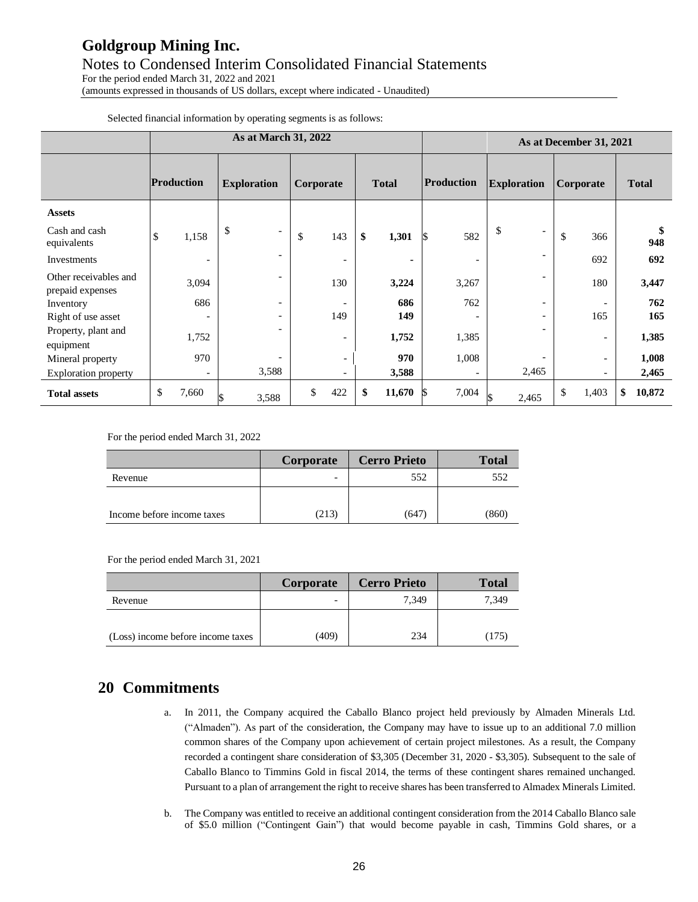Selected financial information by operating segments is as follows:

| | As at March 31, 2022 | | | | As at December 31, 2021 | | | |
|---|---|---|---|---|---|---|---|---|
| | Production | Exploration | Corporate | Total | Production | Exploration | Corporate | Total |
| **Assets** | | | | | | | | |
| Cash and cash equivalents | $ 1,158 | $ - | $ 143 | **$ 1,301** | $ 582 | $ - | $ 366 | **$ 948** |
| Investments | - | - | - | **-** | - | - | 692 | **692** |
| Other receivables and prepaid expenses | 3,094 | - | 130 | **3,224** | 3,267 | - | 180 | **3,447** |
| Inventory | 686 | - | - | **686** | 762 | - | - | **762** |
| Right of use asset | - | - | 149 | **149** | - | - | 165 | **165** |
| Property, plant and equipment | 1,752 | - | - | **1,752** | 1,385 | - | - | **1,385** |
| Mineral property | 970 | - | - | **970** | 1,008 | - | - | **1,008** |
| Exploration property | - | 3,588 | - | **3,588** | - | 2,465 | - | **2,465** |
| **Total assets** | $ 7,660 | $ 3,588 | $ 422 | **$ 11,670** | $ 7,004 | $ 2,465 | $ 1,403 | **$ 10,872** |

For the period ended March 31, 2022

| | Corporate | Cerro Prieto | Total |
|---|---|---|---|
| Revenue | - | 552 | 552 |
| Income before income taxes | (213) | (647) | (860) |

For the period ended March 31, 2021

| | Corporate | Cerro Prieto | Total |
|---|---|---|---|
| Revenue | - | 7,349 | 7,349 |
| (Loss) income before income taxes | (409) | 234 | (175) |

## 20 Commitments

a. In 2011, the Company acquired the Caballo Blanco project held previously by Almaden Minerals Ltd. ("Almaden"). As part of the consideration, the Company may have to issue up to an additional 7.0 million common shares of the Company upon achievement of certain project milestones. As a result, the Company recorded a contingent share consideration of $3,305 (December 31, 2020 - $3,305). Subsequent to the sale of Caballo Blanco to Timmins Gold in fiscal 2014, the terms of these contingent shares remained unchanged. Pursuant to a plan of arrangement the right to receive shares has been transferred to Almadex Minerals Limited.

b. The Company was entitled to receive an additional contingent consideration from the 2014 Caballo Blanco sale of $5.0 million ("Contingent Gain") that would become payable in cash, Timmins Gold shares, or a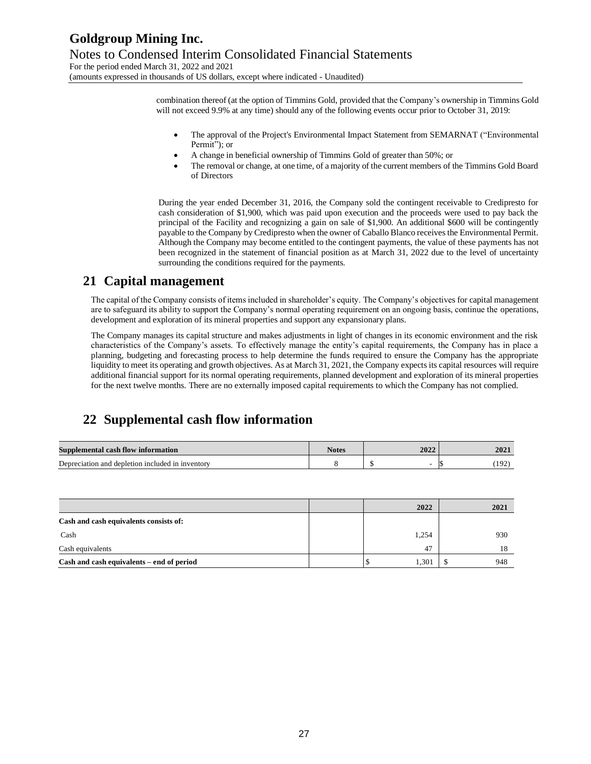combination thereof (at the option of Timmins Gold, provided that the Company's ownership in Timmins Gold will not exceed 9.9% at any time) should any of the following events occur prior to October 31, 2019:

- The approval of the Project's Environmental Impact Statement from SEMARNAT ("Environmental Permit"); or
- A change in beneficial ownership of Timmins Gold of greater than 50%; or
- The removal or change, at one time, of a majority of the current members of the Timmins Gold Board of Directors

During the year ended December 31, 2016, the Company sold the contingent receivable to Credipresto for cash consideration of $1,900, which was paid upon execution and the proceeds were used to pay back the principal of the Facility and recognizing a gain on sale of $1,900. An additional $600 will be contingently payable to the Company by Credipresto when the owner of Caballo Blanco receives the Environmental Permit. Although the Company may become entitled to the contingent payments, the value of these payments has not been recognized in the statement of financial position as at March 31, 2022 due to the level of uncertainty surrounding the conditions required for the payments.

## 21 Capital management

The capital of the Company consists of items included in shareholder's equity. The Company's objectives for capital management are to safeguard its ability to support the Company's normal operating requirement on an ongoing basis, continue the operations, development and exploration of its mineral properties and support any expansionary plans.

The Company manages its capital structure and makes adjustments in light of changes in its economic environment and the risk characteristics of the Company's assets. To effectively manage the entity's capital requirements, the Company has in place a planning, budgeting and forecasting process to help determine the funds required to ensure the Company has the appropriate liquidity to meet its operating and growth objectives. As at March 31, 2021, the Company expects its capital resources will require additional financial support for its normal operating requirements, planned development and exploration of its mineral properties for the next twelve months. There are no externally imposed capital requirements to which the Company has not complied.

## 22 Supplemental cash flow information

| Supplemental cash flow information | Notes | 2022 | 2021 |
|---|---|---|---|
| Depreciation and depletion included in inventory | 8 | $ - | $ (192) |

| | | 2022 | 2021 |
|---|---|---|---|
| **Cash and cash equivalents consists of:** | | | |
| Cash | | 1,254 | 930 |
| Cash equivalents | | 47 | 18 |
| **Cash and cash equivalents – end of period** | | $ 1,301 | $ 948 |